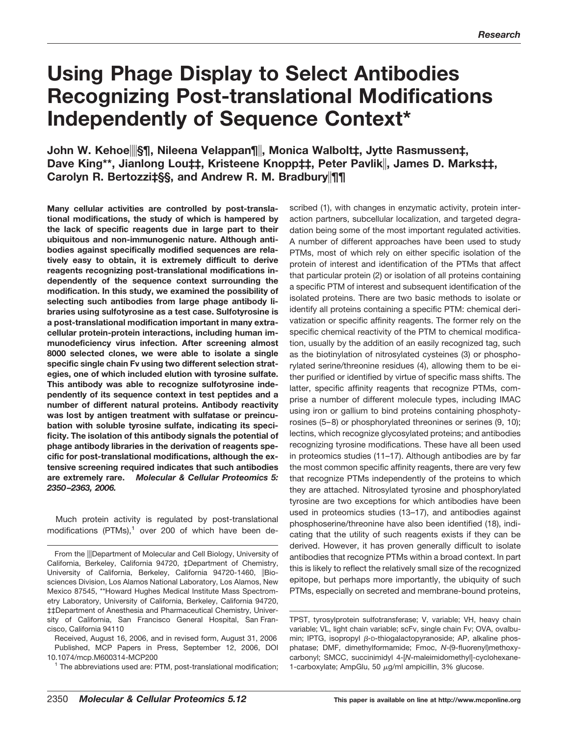# Using Phage Display to Select Antibodies Recognizing Post-translational Modifications Independently of Sequence Context*

**John W. Kehoe‖‖§¶, Nileena Velappan¶‖, Monica Walbolt‡, Jytte Rasmussen‡, Dave King**, Jianlong Lou‡‡, Kristeene Knopp‡‡, Peter Pavlik‖, James D. Marks‡‡, Carolyn R. Bertozzi‡§§, and Andrew R. M. Bradbury‖¶¶**

**Many cellular activities are controlled by post-translational modifications, the study of which is hampered by the lack of specific reagents due in large part to their ubiquitous and non-immunogenic nature. Although antibodies against specifically modified sequences are relatively easy to obtain, it is extremely difficult to derive reagents recognizing post-translational modifications independently of the sequence context surrounding the modification. In this study, we examined the possibility of selecting such antibodies from large phage antibody libraries using sulfotyrosine as a test case. Sulfotyrosine is a post-translational modification important in many extracellular protein-protein interactions, including human immunodeficiency virus infection. After screening almost 8000 selected clones, we were able to isolate a single specific single chain Fv using two different selection strategies, one of which included elution with tyrosine sulfate. This antibody was able to recognize sulfotyrosine independently of its sequence context in test peptides and a number of different natural proteins. Antibody reactivity was lost by antigen treatment with sulfatase or preincubation with soluble tyrosine sulfate, indicating its specificity. The isolation of this antibody signals the potential of phage antibody libraries in the derivation of reagents specific for post-translational modifications, although the extensive screening required indicates that such antibodies are extremely rare.** ***Molecular & Cellular Proteomics 5: 2350–2363, 2006.***

Much protein activity is regulated by post-translational modifications (PTMs),[1] over 200 of which have been described (1), with changes in enzymatic activity, protein interaction partners, subcellular localization, and targeted degradation being some of the most important regulated activities. A number of different approaches have been used to study PTMs, most of which rely on either specific isolation of the protein of interest and identification of the PTMs that affect that particular protein (2) or isolation of all proteins containing a specific PTM of interest and subsequent identification of the isolated proteins. There are two basic methods to isolate or identify all proteins containing a specific PTM: chemical derivatization or specific affinity reagents. The former rely on the specific chemical reactivity of the PTM to chemical modification, usually by the addition of an easily recognized tag, such as the biotinylation of nitrosylated cysteines (3) or phosphorylated serine/threonine residues (4), allowing them to be either purified or identified by virtue of specific mass shifts. The latter, specific affinity reagents that recognize PTMs, comprise a number of different molecule types, including IMAC using iron or gallium to bind proteins containing phosphotyrosines (5–8) or phosphorylated threonines or serines (9, 10); lectins, which recognize glycosylated proteins; and antibodies recognizing tyrosine modifications. These have all been used in proteomics studies (11–17). Although antibodies are by far the most common specific affinity reagents, there are very few that recognize PTMs independently of the proteins to which they are attached. Nitrosylated tyrosine and phosphorylated tyrosine are two exceptions for which antibodies have been used in proteomics studies (13–17), and antibodies against phosphoserine/threonine have also been identified (18), indicating that the utility of such reagents exists if they can be derived. However, it has proven generally difficult to isolate antibodies that recognize PTMs within a broad context. In part this is likely to reflect the relatively small size of the recognized epitope, but perhaps more importantly, the ubiquity of such PTMs, especially on secreted and membrane-bound proteins,

---

From the ‖‖Department of Molecular and Cell Biology, University of California, Berkeley, California 94720, ‡Department of Chemistry, University of California, Berkeley, California 94720-1460, ‖Biosciences Division, Los Alamos National Laboratory, Los Alamos, New Mexico 87545, **Howard Hughes Medical Institute Mass Spectrometry Laboratory, University of California, Berkeley, California 94720, ‡‡Department of Anesthesia and Pharmaceutical Chemistry, University of California, San Francisco General Hospital, San Francisco, California 94110

Received, August 16, 2006, and in revised form, August 31, 2006

Published, MCP Papers in Press, September 12, 2006, DOI 10.1074/mcp.M600314-MCP200

[1] The abbreviations used are: PTM, post-translational modification; TPST, tyrosylprotein sulfotransferase; V, variable; VH, heavy chain variable; VL, light chain variable; scFv, single chain Fv; OVA, ovalbumin; IPTG, isopropyl β-D-thiogalactopyranoside; AP, alkaline phosphatase; DMF, dimethylformamide; Fmoc, N-(9-fluorenyl)methoxycarbonyl; SMCC, succinimidyl 4-[N-maleimidomethyl]-cyclohexane-1-carboxylate; AmpGlu, 50 μg/ml ampicillin, 3% glucose.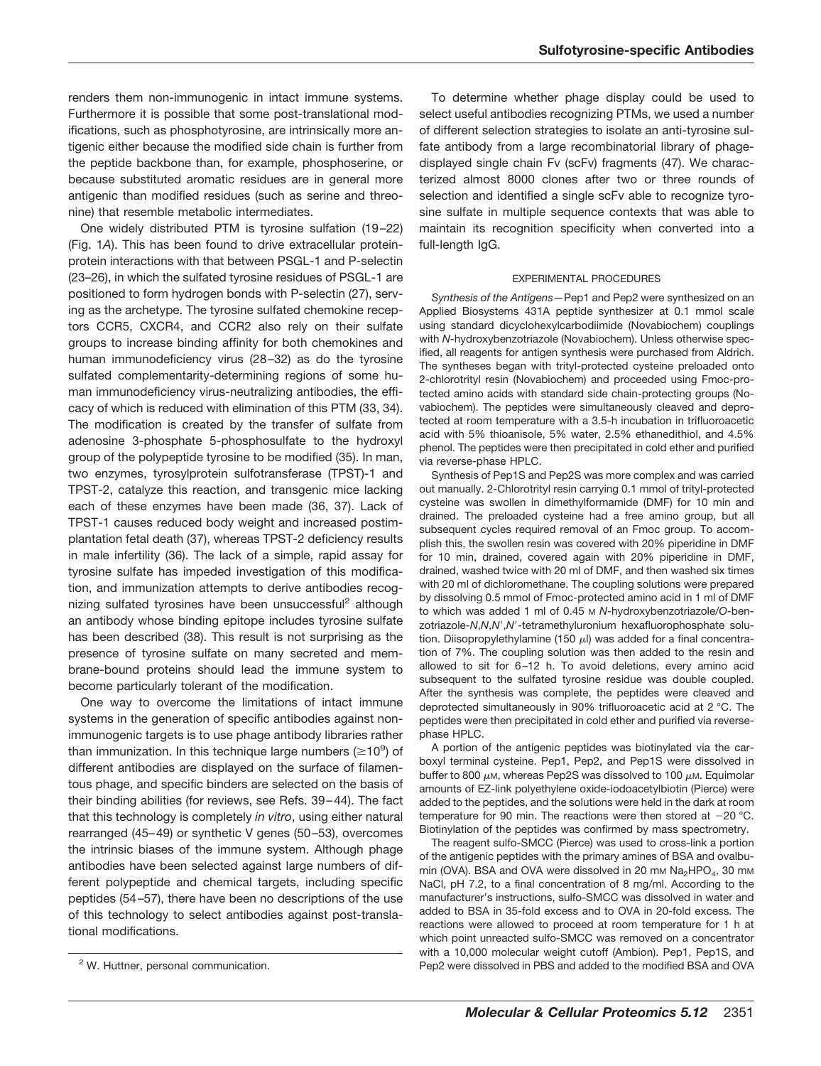renders them non-immunogenic in intact immune systems. Furthermore it is possible that some post-translational modifications, such as phosphotyrosine, are intrinsically more antigenic either because the modified side chain is further from the peptide backbone than, for example, phosphoserine, or because substituted aromatic residues are in general more antigenic than modified residues (such as serine and threonine) that resemble metabolic intermediates.

One widely distributed PTM is tyrosine sulfation (19–22) (Fig. 1*A*). This has been found to drive extracellular protein-protein interactions with that between PSGL-1 and P-selectin (23–26), in which the sulfated tyrosine residues of PSGL-1 are positioned to form hydrogen bonds with P-selectin (27), serving as the archetype. The tyrosine sulfated chemokine receptors CCR5, CXCR4, and CCR2 also rely on their sulfate groups to increase binding affinity for both chemokines and human immunodeficiency virus (28–32) as do the tyrosine sulfated complementarity-determining regions of some human immunodeficiency virus-neutralizing antibodies, the efficacy of which is reduced with elimination of this PTM (33, 34). The modification is created by the transfer of sulfate from adenosine 3-phosphate 5-phosphosulfate to the hydroxyl group of the polypeptide tyrosine to be modified (35). In man, two enzymes, tyrosylprotein sulfotransferase (TPST)-1 and TPST-2, catalyze this reaction, and transgenic mice lacking each of these enzymes have been made (36, 37). Lack of TPST-1 causes reduced body weight and increased postimplantation fetal death (37), whereas TPST-2 deficiency results in male infertility (36). The lack of a simple, rapid assay for tyrosine sulfate has impeded investigation of this modification, and immunization attempts to derive antibodies recognizing sulfated tyrosines have been unsuccessful[2] although an antibody whose binding epitope includes tyrosine sulfate has been described (38). This result is not surprising as the presence of tyrosine sulfate on many secreted and membrane-bound proteins should lead the immune system to become particularly tolerant of the modification.

One way to overcome the limitations of intact immune systems in the generation of specific antibodies against non-immunogenic targets is to use phage antibody libraries rather than immunization. In this technique large numbers ($\geq 10^9$) of different antibodies are displayed on the surface of filamentous phage, and specific binders are selected on the basis of their binding abilities (for reviews, see Refs. 39–44). The fact that this technology is completely *in vitro*, using either natural rearranged (45–49) or synthetic V genes (50–53), overcomes the intrinsic biases of the immune system. Although phage antibodies have been selected against large numbers of different polypeptide and chemical targets, including specific peptides (54–57), there have been no descriptions of the use of this technology to select antibodies against post-translational modifications.

[2] W. Huttner, personal communication.

To determine whether phage display could be used to select useful antibodies recognizing PTMs, we used a number of different selection strategies to isolate an anti-tyrosine sulfate antibody from a large recombinatorial library of phage-displayed single chain Fv (scFv) fragments (47). We characterized almost 8000 clones after two or three rounds of selection and identified a single scFv able to recognize tyrosine sulfate in multiple sequence contexts that was able to maintain its recognition specificity when converted into a full-length IgG.

## EXPERIMENTAL PROCEDURES

*Synthesis of the Antigens*—Pep1 and Pep2 were synthesized on an Applied Biosystems 431A peptide synthesizer at 0.1 mmol scale using standard dicyclohexylcarbodiimide (Novabiochem) couplings with *N*-hydroxybenzotriazole (Novabiochem). Unless otherwise specified, all reagents for antigen synthesis were purchased from Aldrich. The syntheses began with trityl-protected cysteine preloaded onto 2-chlorotrityl resin (Novabiochem) and proceeded using Fmoc-protected amino acids with standard side chain-protecting groups (Novabiochem). The peptides were simultaneously cleaved and deprotected at room temperature with a 3.5-h incubation in trifluoroacetic acid with 5% thioanisole, 5% water, 2.5% ethanedithiol, and 4.5% phenol. The peptides were then precipitated in cold ether and purified via reverse-phase HPLC.

Synthesis of Pep1S and Pep2S was more complex and was carried out manually. 2-Chlorotrityl resin carrying 0.1 mmol of trityl-protected cysteine was swollen in dimethylformamide (DMF) for 10 min and drained. The preloaded cysteine had a free amino group, but all subsequent cycles required removal of an Fmoc group. To accomplish this, the swollen resin was covered with 20% piperidine in DMF for 10 min, drained, covered again with 20% piperidine in DMF, drained, washed twice with 20 ml of DMF, and then washed six times with 20 ml of dichloromethane. The coupling solutions were prepared by dissolving 0.5 mmol of Fmoc-protected amino acid in 1 ml of DMF to which was added 1 ml of 0.45 M *N*-hydroxybenzotriazole/*O*-benzotriazole-*N*,*N*,*N*′,*N*′-tetramethyluronium hexafluorophosphate solution. Diisopropylethylamine (150 μl) was added for a final concentration of 7%. The coupling solution was then added to the resin and allowed to sit for 6–12 h. To avoid deletions, every amino acid subsequent to the sulfated tyrosine residue was double coupled. After the synthesis was complete, the peptides were cleaved and deprotected simultaneously in 90% trifluoroacetic acid at 2 °C. The peptides were then precipitated in cold ether and purified via reverse-phase HPLC.

A portion of the antigenic peptides was biotinylated via the carboxyl terminal cysteine. Pep1, Pep2, and Pep1S were dissolved in buffer to 800 μM, whereas Pep2S was dissolved to 100 μM. Equimolar amounts of EZ-link polyethylene oxide-iodoacetylbiotin (Pierce) were added to the peptides, and the solutions were held in the dark at room temperature for 90 min. The reactions were then stored at −20 °C. Biotinylation of the peptides was confirmed by mass spectrometry.

The reagent sulfo-SMCC (Pierce) was used to cross-link a portion of the antigenic peptides with the primary amines of BSA and ovalbumin (OVA). BSA and OVA were dissolved in 20 mM $Na_2HPO_4$, 30 mM NaCl, pH 7.2, to a final concentration of 8 mg/ml. According to the manufacturer's instructions, sulfo-SMCC was dissolved in water and added to BSA in 35-fold excess and to OVA in 20-fold excess. The reactions were allowed to proceed at room temperature for 1 h at which point unreacted sulfo-SMCC was removed on a concentrator with a 10,000 molecular weight cutoff (Ambion). Pep1, Pep1S, and Pep2 were dissolved in PBS and added to the modified BSA and OVA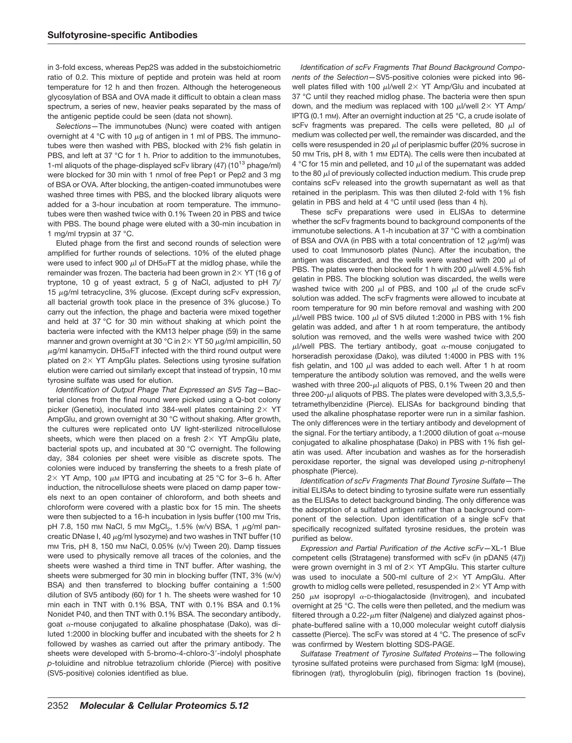in 3-fold excess, whereas Pep2S was added in the substoichiometric ratio of 0.2. This mixture of peptide and protein was held at room temperature for 12 h and then frozen. Although the heterogeneous glycosylation of BSA and OVA made it difficult to obtain a clean mass spectrum, a series of new, heavier peaks separated by the mass of the antigenic peptide could be seen (data not shown).

*Selections*—The immunotubes (Nunc) were coated with antigen overnight at 4 °C with 10 μg of antigen in 1 ml of PBS. The immunotubes were then washed with PBS, blocked with 2% fish gelatin in PBS, and left at 37 °C for 1 h. Prior to addition to the immunotubes, 1-ml aliquots of the phage-displayed scFv library (47) ($10^{13}$ phage/ml) were blocked for 30 min with 1 nmol of free Pep1 or Pep2 and 3 mg of BSA or OVA. After blocking, the antigen-coated immunotubes were washed three times with PBS, and the blocked library aliquots were added for a 3-hour incubation at room temperature. The immunotubes were then washed twice with 0.1% Tween 20 in PBS and twice with PBS. The bound phage were eluted with a 30-min incubation in 1 mg/ml trypsin at 37 °C.

Eluted phage from the first and second rounds of selection were amplified for further rounds of selections. 10% of the eluted phage were used to infect 900 μl of DH5αFT at the midlog phase, while the remainder was frozen. The bacteria had been grown in 2× YT (16 g of tryptone, 10 g of yeast extract, 5 g of NaCl, adjusted to pH 7)/ 15 μg/ml tetracycline, 3% glucose. (Except during scFv expression, all bacterial growth took place in the presence of 3% glucose.) To carry out the infection, the phage and bacteria were mixed together and held at 37 °C for 30 min without shaking at which point the bacteria were infected with the KM13 helper phage (59) in the same manner and grown overnight at 30 °C in 2× YT 50 μg/ml ampicillin, 50 μg/ml kanamycin. DH5αFT infected with the third round output were plated on 2× YT AmpGlu plates. Selections using tyrosine sulfation elution were carried out similarly except that instead of trypsin, 10 mM tyrosine sulfate was used for elution.

*Identification of Output Phage That Expressed an SV5 Tag*—Bacterial clones from the final round were picked using a Q-bot colony picker (Genetix), inoculated into 384-well plates containing 2× YT AmpGlu, and grown overnight at 30 °C without shaking. After growth, the cultures were replicated onto UV light-sterilized nitrocellulose sheets, which were then placed on a fresh 2× YT AmpGlu plate, bacterial spots up, and incubated at 30 °C overnight. The following day, 384 colonies per sheet were visible as discrete spots. The colonies were induced by transferring the sheets to a fresh plate of 2× YT Amp, 100 μM IPTG and incubating at 25 °C for 3–6 h. After induction, the nitrocellulose sheets were placed on damp paper towels next to an open container of chloroform, and both sheets and chloroform were covered with a plastic box for 15 min. The sheets were then subjected to a 16-h incubation in lysis buffer (100 mM Tris, pH 7.8, 150 mM NaCl, 5 mM $MgCl_2$, 1.5% (w/v) BSA, 1 μg/ml pancreatic DNase I, 40 μg/ml lysozyme) and two washes in TNT buffer (10 mM Tris, pH 8, 150 mM NaCl, 0.05% (v/v) Tween 20). Damp tissues were used to physically remove all traces of the colonies, and the sheets were washed a third time in TNT buffer. After washing, the sheets were submerged for 30 min in blocking buffer (TNT, 3% (w/v) BSA) and then transferred to blocking buffer containing a 1:500 dilution of SV5 antibody (60) for 1 h. The sheets were washed for 10 min each in TNT with 0.1% BSA, TNT with 0.1% BSA and 0.1% Nonidet P40, and then TNT with 0.1% BSA. The secondary antibody, goat α-mouse conjugated to alkaline phosphatase (Dako), was diluted 1:2000 in blocking buffer and incubated with the sheets for 2 h followed by washes as carried out after the primary antibody. The sheets were developed with 5-bromo-4-chloro-3′-indolyl phosphate *p*-toluidine and nitroblue tetrazolium chloride (Pierce) with positive (SV5-positive) colonies identified as blue.

*Identification of scFv Fragments That Bound Background Components of the Selection*—SV5-positive colonies were picked into 96-well plates filled with 100 μl/well 2× YT Amp/Glu and incubated at 37 °C until they reached midlog phase. The bacteria were then spun down, and the medium was replaced with 100 μl/well 2× YT Amp/ IPTG (0.1 mM). After an overnight induction at 25 °C, a crude isolate of scFv fragments was prepared. The cells were pelleted, 80 μl of medium was collected per well, the remainder was discarded, and the cells were resuspended in 20 μl of periplasmic buffer (20% sucrose in 50 mM Tris, pH 8, with 1 mM EDTA). The cells were then incubated at 4 °C for 15 min and pelleted, and 10 μl of the supernatant was added to the 80 μl of previously collected induction medium. This crude prep contains scFv released into the growth supernatant as well as that retained in the periplasm. This was then diluted 2-fold with 1% fish gelatin in PBS and held at 4 °C until used (less than 4 h).

These scFv preparations were used in ELISAs to determine whether the scFv fragments bound to background components of the immunotube selections. A 1-h incubation at 37 °C with a combination of BSA and OVA (in PBS with a total concentration of 12 μg/ml) was used to coat Immunosorb plates (Nunc). After the incubation, the antigen was discarded, and the wells were washed with 200 μl of PBS. The plates were then blocked for 1 h with 200 μl/well 4.5% fish gelatin in PBS. The blocking solution was discarded, the wells were washed twice with 200 μl of PBS, and 100 μl of the crude scFv solution was added. The scFv fragments were allowed to incubate at room temperature for 90 min before removal and washing with 200 μl/well PBS twice. 100 μl of SV5 diluted 1:2000 in PBS with 1% fish gelatin was added, and after 1 h at room temperature, the antibody solution was removed, and the wells were washed twice with 200 μl/well PBS. The tertiary antibody, goat α-mouse conjugated to horseradish peroxidase (Dako), was diluted 1:4000 in PBS with 1% fish gelatin, and 100 μl was added to each well. After 1 h at room temperature the antibody solution was removed, and the wells were washed with three 200-μl aliquots of PBS, 0.1% Tween 20 and then three 200-μl aliquots of PBS. The plates were developed with 3,3,5,5-tetramethylbenzidine (Pierce). ELISAs for background binding that used the alkaline phosphatase reporter were run in a similar fashion. The only differences were in the tertiary antibody and development of the signal. For the tertiary antibody, a 1:2000 dilution of goat α-mouse conjugated to alkaline phosphatase (Dako) in PBS with 1% fish gelatin was used. After incubation and washes as for the horseradish peroxidase reporter, the signal was developed using *p*-nitrophenyl phosphate (Pierce).

*Identification of scFv Fragments That Bound Tyrosine Sulfate*—The initial ELISAs to detect binding to tyrosine sulfate were run essentially as the ELISAs to detect background binding. The only difference was the adsorption of a sulfated antigen rather than a background component of the selection. Upon identification of a single scFv that specifically recognized sulfated tyrosine residues, the protein was purified as below.

*Expression and Partial Purification of the Active scFv*—XL-1 Blue competent cells (Stratagene) transformed with scFv (in pDAN5 (47)) were grown overnight in 3 ml of 2× YT AmpGlu. This starter culture was used to inoculate a 500-ml culture of 2× YT AmpGlu. After growth to midlog cells were pelleted, resuspended in 2× YT Amp with 250 μM isopropyl α-D-thiogalactoside (Invitrogen), and incubated overnight at 25 °C. The cells were then pelleted, and the medium was filtered through a 0.22-μm filter (Nalgene) and dialyzed against phosphate-buffered saline with a 10,000 molecular weight cutoff dialysis cassette (Pierce). The scFv was stored at 4 °C. The presence of scFv was confirmed by Western blotting SDS-PAGE.

*Sulfatase Treatment of Tyrosine Sulfated Proteins*—The following tyrosine sulfated proteins were purchased from Sigma: IgM (mouse), fibrinogen (rat), thyroglobulin (pig), fibrinogen fraction 1s (bovine),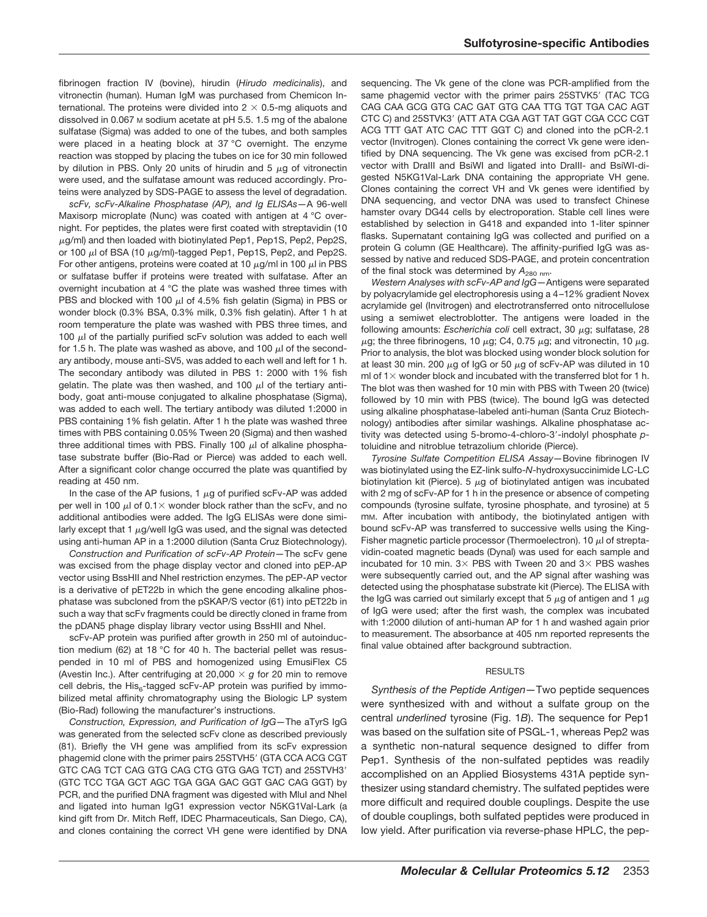fibrinogen fraction IV (bovine), hirudin (*Hirudo medicinalis*), and vitronectin (human). Human IgM was purchased from Chemicon International. The proteins were divided into 2 × 0.5-mg aliquots and dissolved in 0.067 M sodium acetate at pH 5.5. 1.5 mg of the abalone sulfatase (Sigma) was added to one of the tubes, and both samples were placed in a heating block at 37 °C overnight. The enzyme reaction was stopped by placing the tubes on ice for 30 min followed by dilution in PBS. Only 20 units of hirudin and 5 μg of vitronectin were used, and the sulfatase amount was reduced accordingly. Proteins were analyzed by SDS-PAGE to assess the level of degradation.

*scFv, scFv-Alkaline Phosphatase (AP), and Ig ELISAs*—A 96-well Maxisorp microplate (Nunc) was coated with antigen at 4 °C overnight. For peptides, the plates were first coated with streptavidin (10 μg/ml) and then loaded with biotinylated Pep1, Pep1S, Pep2, Pep2S, or 100 μl of BSA (10 μg/ml)-tagged Pep1, Pep1S, Pep2, and Pep2S. For other antigens, proteins were coated at 10 μg/ml in 100 μl in PBS or sulfatase buffer if proteins were treated with sulfatase. After an overnight incubation at 4 °C the plate was washed three times with PBS and blocked with 100 μl of 4.5% fish gelatin (Sigma) in PBS or wonder block (0.3% BSA, 0.3% milk, 0.3% fish gelatin). After 1 h at room temperature the plate was washed with PBS three times, and 100 μl of the partially purified scFv solution was added to each well for 1.5 h. The plate was washed as above, and 100 μl of the secondary antibody, mouse anti-SV5, was added to each well and left for 1 h. The secondary antibody was diluted in PBS 1: 2000 with 1% fish gelatin. The plate was then washed, and 100 μl of the tertiary antibody, goat anti-mouse conjugated to alkaline phosphatase (Sigma), was added to each well. The tertiary antibody was diluted 1:2000 in PBS containing 1% fish gelatin. After 1 h the plate was washed three times with PBS containing 0.05% Tween 20 (Sigma) and then washed three additional times with PBS. Finally 100 μl of alkaline phosphatase substrate buffer (Bio-Rad or Pierce) was added to each well. After a significant color change occurred the plate was quantified by reading at 450 nm.

In the case of the AP fusions, 1 μg of purified scFv-AP was added per well in 100 μl of 0.1× wonder block rather than the scFv, and no additional antibodies were added. The IgG ELISAs were done similarly except that 1 μg/well IgG was used, and the signal was detected using anti-human AP in a 1:2000 dilution (Santa Cruz Biotechnology).

*Construction and Purification of scFv-AP Protein*—The scFv gene was excised from the phage display vector and cloned into pEP-AP vector using BssHII and NheI restriction enzymes. The pEP-AP vector is a derivative of pET22b in which the gene encoding alkaline phosphatase was subcloned from the pSKAP/S vector (61) into pET22b in such a way that scFv fragments could be directly cloned in frame from the pDAN5 phage display library vector using BssHII and NheI.

scFv-AP protein was purified after growth in 250 ml of autoinduction medium (62) at 18 °C for 40 h. The bacterial pellet was resuspended in 10 ml of PBS and homogenized using EmusiFlex C5 (Avestin Inc.). After centrifuging at 20,000 × *g* for 20 min to remove cell debris, the $His_6$-tagged scFv-AP protein was purified by immobilized metal affinity chromatography using the Biologic LP system (Bio-Rad) following the manufacturer's instructions.

*Construction, Expression, and Purification of IgG*—The aTyrS IgG was generated from the selected scFv clone as described previously (81). Briefly the VH gene was amplified from its scFv expression phagemid clone with the primer pairs 25STVH5′ (GTA CCA ACG CGT GTC CAG TCT CAG GTG CAG CTG GTG GAG TCT) and 25STVH3′ (GTC TCC TGA GCT AGC TGA GGA GAC GGT GAC CAG GGT) by PCR, and the purified DNA fragment was digested with MluI and NheI and ligated into human IgG1 expression vector N5KG1Val-Lark (a kind gift from Dr. Mitch Reff, IDEC Pharmaceuticals, San Diego, CA), and clones containing the correct VH gene were identified by DNA sequencing. The Vk gene of the clone was PCR-amplified from the same phagemid vector with the primer pairs 25STVK5′ (TAC TCG CAG CAA GCG GTG CAC GAT GTG CAA TTG TGT TGA CAC AGT CTC C) and 25STVK3′ (ATT ATA CGA AGT TAT GGT CGA CCC CGT ACG TTT GAT ATC CAC TTT GGT C) and cloned into the pCR-2.1 vector (Invitrogen). Clones containing the correct Vk gene were identified by DNA sequencing. The Vk gene was excised from pCR-2.1 vector with DraIII and BsiWI and ligated into DraIII- and BsiWI-digested N5KG1Val-Lark DNA containing the appropriate VH gene. Clones containing the correct VH and Vk genes were identified by DNA sequencing, and vector DNA was used to transfect Chinese hamster ovary DG44 cells by electroporation. Stable cell lines were established by selection in G418 and expanded into 1-liter spinner flasks. Supernatant containing IgG was collected and purified on a protein G column (GE Healthcare). The affinity-purified IgG was assessed by native and reduced SDS-PAGE, and protein concentration of the final stock was determined by $A_{280\ nm}$.

*Western Analyses with scFv-AP and IgG*—Antigens were separated by polyacrylamide gel electrophoresis using a 4–12% gradient Novex acrylamide gel (Invitrogen) and electrotransferred onto nitrocellulose using a semiwet electroblotter. The antigens were loaded in the following amounts: *Escherichia coli* cell extract, 30 μg; sulfatase, 28 μg; the three fibrinogens, 10 μg; C4, 0.75 μg; and vitronectin, 10 μg. Prior to analysis, the blot was blocked using wonder block solution for at least 30 min. 200 μg of IgG or 50 μg of scFv-AP was diluted in 10 ml of 1× wonder block and incubated with the transferred blot for 1 h. The blot was then washed for 10 min with PBS with Tween 20 (twice) followed by 10 min with PBS (twice). The bound IgG was detected using alkaline phosphatase-labeled anti-human (Santa Cruz Biotechnology) antibodies after similar washings. Alkaline phosphatase activity was detected using 5-bromo-4-chloro-3′-indolyl phosphate *p*-toluidine and nitroblue tetrazolium chloride (Pierce).

*Tyrosine Sulfate Competition ELISA Assay*—Bovine fibrinogen IV was biotinylated using the EZ-link sulfo-*N*-hydroxysuccinimide LC-LC biotinylation kit (Pierce). 5 μg of biotinylated antigen was incubated with 2 mg of scFv-AP for 1 h in the presence or absence of competing compounds (tyrosine sulfate, tyrosine phosphate, and tyrosine) at 5 mM. After incubation with antibody, the biotinylated antigen with bound scFv-AP was transferred to successive wells using the King-Fisher magnetic particle processor (Thermoelectron). 10 μl of streptavidin-coated magnetic beads (Dynal) was used for each sample and incubated for 10 min. 3× PBS with Tween 20 and 3× PBS washes were subsequently carried out, and the AP signal after washing was detected using the phosphatase substrate kit (Pierce). The ELISA with the IgG was carried out similarly except that 5 μg of antigen and 1 μg of IgG were used; after the first wash, the complex was incubated with 1:2000 dilution of anti-human AP for 1 h and washed again prior to measurement. The absorbance at 405 nm reported represents the final value obtained after background subtraction.

## RESULTS

*Synthesis of the Peptide Antigen*—Two peptide sequences were synthesized with and without a sulfate group on the central *underlined* tyrosine (Fig. 1*B*). The sequence for Pep1 was based on the sulfation site of PSGL-1, whereas Pep2 was a synthetic non-natural sequence designed to differ from Pep1. Synthesis of the non-sulfated peptides was readily accomplished on an Applied Biosystems 431A peptide synthesizer using standard chemistry. The sulfated peptides were more difficult and required double couplings. Despite the use of double couplings, both sulfated peptides were produced in low yield. After purification via reverse-phase HPLC, the pep-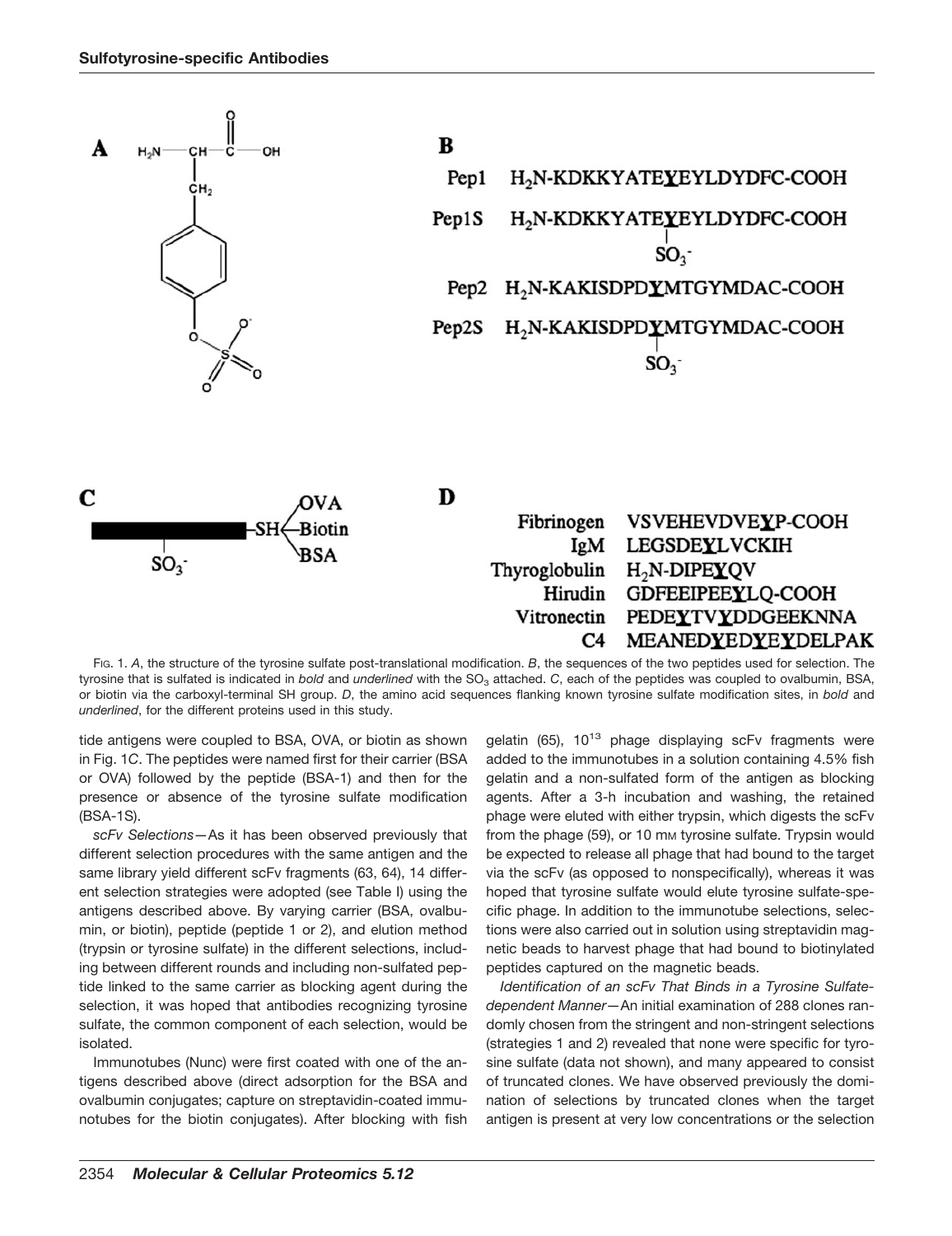**A**

**B**

Pep1 $H_2N$-KDKKYATE**Y**EYLDYDFC-COOH

Pep1S $H_2N$-KDKKYATE**Y**EYLDYDFC-COOH ($SO_3^-$)

Pep2 $H_2N$-KAKISDPD**Y**MTGYMDAC-COOH

Pep2S $H_2N$-KAKISDPD**Y**MTGYMDAC-COOH ($SO_3^-$)

**C**

**D**

| | |
|---|---|
| Fibrinogen | VSVEHEVDVE**Y**P-COOH |
| IgM | LEGSDE**Y**LVCKIH |
| Thyroglobulin | $H_2N$-DIPE**Y**QV |
| Hirudin | GDFEEIPEE**Y**LQ-COOH |
| Vitronectin | PEDE**Y**TV**Y**DDGEEKNNA |
| C4 | MEANED**Y**ED**Y**E**Y**DELPAK |

FIG. 1. *A*, the structure of the tyrosine sulfate post-translational modification. *B*, the sequences of the two peptides used for selection. The tyrosine that is sulfated is indicated in *bold* and *underlined* with the $SO_3$ attached. *C*, each of the peptides was coupled to ovalbumin, BSA, or biotin via the carboxyl-terminal SH group. *D*, the amino acid sequences flanking known tyrosine sulfate modification sites, in *bold* and *underlined*, for the different proteins used in this study.

tide antigens were coupled to BSA, OVA, or biotin as shown in Fig. 1*C*. The peptides were named first for their carrier (BSA or OVA) followed by the peptide (BSA-1) and then for the presence or absence of the tyrosine sulfate modification (BSA-1S).

*scFv Selections*—As it has been observed previously that different selection procedures with the same antigen and the same library yield different scFv fragments (63, 64), 14 different selection strategies were adopted (see Table I) using the antigens described above. By varying carrier (BSA, ovalbumin, or biotin), peptide (peptide 1 or 2), and elution method (trypsin or tyrosine sulfate) in the different selections, including between different rounds and including non-sulfated peptide linked to the same carrier as blocking agent during the selection, it was hoped that antibodies recognizing tyrosine sulfate, the common component of each selection, would be isolated.

Immunotubes (Nunc) were first coated with one of the antigens described above (direct adsorption for the BSA and ovalbumin conjugates; capture on streptavidin-coated immunotubes for the biotin conjugates). After blocking with fish gelatin (65), $10^{13}$ phage displaying scFv fragments were added to the immunotubes in a solution containing 4.5% fish gelatin and a non-sulfated form of the antigen as blocking agents. After a 3-h incubation and washing, the retained phage were eluted with either trypsin, which digests the scFv from the phage (59), or 10 mM tyrosine sulfate. Trypsin would be expected to release all phage that had bound to the target via the scFv (as opposed to nonspecifically), whereas it was hoped that tyrosine sulfate would elute tyrosine sulfate-specific phage. In addition to the immunotube selections, selections were also carried out in solution using streptavidin magnetic beads to harvest phage that had bound to biotinylated peptides captured on the magnetic beads.

*Identification of an scFv That Binds in a Tyrosine Sulfate-dependent Manner*—An initial examination of 288 clones randomly chosen from the stringent and non-stringent selections (strategies 1 and 2) revealed that none were specific for tyrosine sulfate (data not shown), and many appeared to consist of truncated clones. We have observed previously the domination of selections by truncated clones when the target antigen is present at very low concentrations or the selection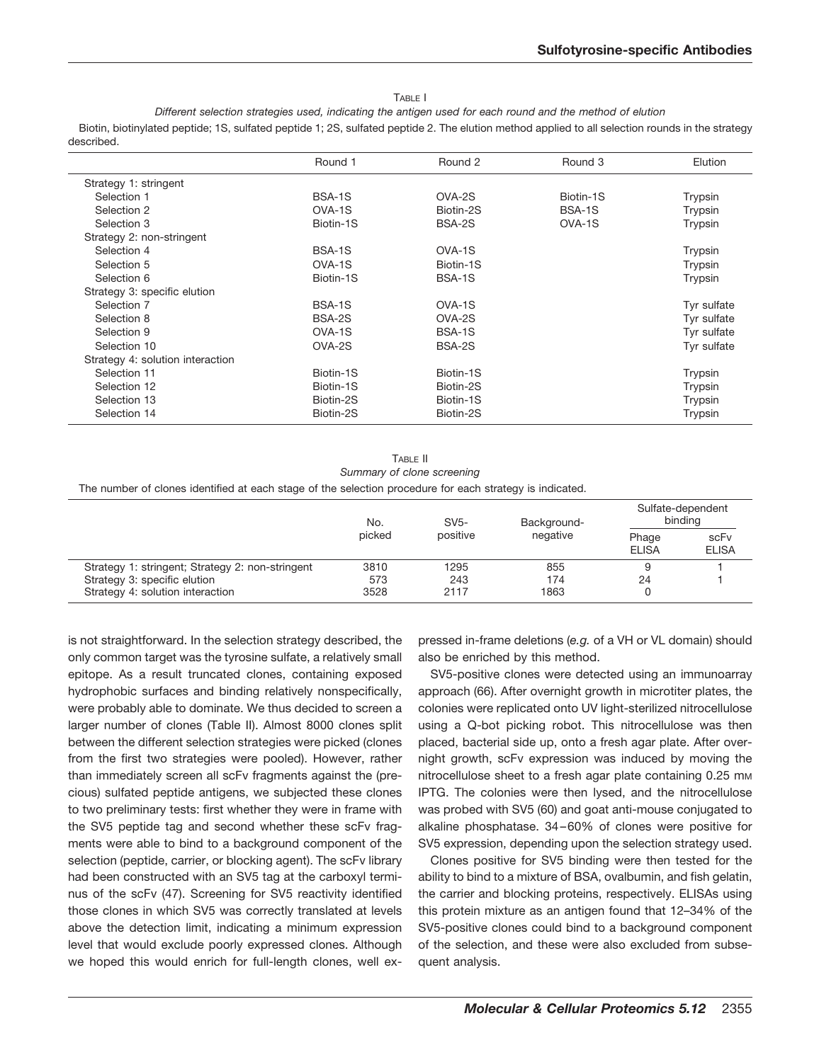TABLE I

*Different selection strategies used, indicating the antigen used for each round and the method of elution*

Biotin, biotinylated peptide; 1S, sulfated peptide 1; 2S, sulfated peptide 2. The elution method applied to all selection rounds in the strategy described.

| | Round 1 | Round 2 | Round 3 | Elution |
|---|---|---|---|---|
| Strategy 1: stringent | | | | |
| Selection 1 | BSA-1S | OVA-2S | Biotin-1S | Trypsin |
| Selection 2 | OVA-1S | Biotin-2S | BSA-1S | Trypsin |
| Selection 3 | Biotin-1S | BSA-2S | OVA-1S | Trypsin |
| Strategy 2: non-stringent | | | | |
| Selection 4 | BSA-1S | OVA-1S | | Trypsin |
| Selection 5 | OVA-1S | Biotin-1S | | Trypsin |
| Selection 6 | Biotin-1S | BSA-1S | | Trypsin |
| Strategy 3: specific elution | | | | |
| Selection 7 | BSA-1S | OVA-1S | | Tyr sulfate |
| Selection 8 | BSA-2S | OVA-2S | | Tyr sulfate |
| Selection 9 | OVA-1S | BSA-1S | | Tyr sulfate |
| Selection 10 | OVA-2S | BSA-2S | | Tyr sulfate |
| Strategy 4: solution interaction | | | | |
| Selection 11 | Biotin-1S | Biotin-1S | | Trypsin |
| Selection 12 | Biotin-1S | Biotin-2S | | Trypsin |
| Selection 13 | Biotin-2S | Biotin-1S | | Trypsin |
| Selection 14 | Biotin-2S | Biotin-2S | | Trypsin |

TABLE II

*Summary of clone screening*

The number of clones identified at each stage of the selection procedure for each strategy is indicated.

| | No. picked | SV5-positive | Background-negative | Sulfate-dependent binding | |
|---|---|---|---|---|---|
| | | | | Phage ELISA | scFv ELISA |
| Strategy 1: stringent; Strategy 2: non-stringent | 3810 | 1295 | 855 | 9 | 1 |
| Strategy 3: specific elution | 573 | 243 | 174 | 24 | 1 |
| Strategy 4: solution interaction | 3528 | 2117 | 1863 | 0 | |

is not straightforward. In the selection strategy described, the only common target was the tyrosine sulfate, a relatively small epitope. As a result truncated clones, containing exposed hydrophobic surfaces and binding relatively nonspecifically, were probably able to dominate. We thus decided to screen a larger number of clones (Table II). Almost 8000 clones split between the different selection strategies were picked (clones from the first two strategies were pooled). However, rather than immediately screen all scFv fragments against the (precious) sulfated peptide antigens, we subjected these clones to two preliminary tests: first whether they were in frame with the SV5 peptide tag and second whether these scFv fragments were able to bind to a background component of the selection (peptide, carrier, or blocking agent). The scFv library had been constructed with an SV5 tag at the carboxyl terminus of the scFv (47). Screening for SV5 reactivity identified those clones in which SV5 was correctly translated at levels above the detection limit, indicating a minimum expression level that would exclude poorly expressed clones. Although we hoped this would enrich for full-length clones, well expressed in-frame deletions (*e.g.* of a VH or VL domain) should also be enriched by this method.

SV5-positive clones were detected using an immunoarray approach (66). After overnight growth in microtiter plates, the colonies were replicated onto UV light-sterilized nitrocellulose using a Q-bot picking robot. This nitrocellulose was then placed, bacterial side up, onto a fresh agar plate. After overnight growth, scFv expression was induced by moving the nitrocellulose sheet to a fresh agar plate containing 0.25 mM IPTG. The colonies were then lysed, and the nitrocellulose was probed with SV5 (60) and goat anti-mouse conjugated to alkaline phosphatase. 34–60% of clones were positive for SV5 expression, depending upon the selection strategy used.

Clones positive for SV5 binding were then tested for the ability to bind to a mixture of BSA, ovalbumin, and fish gelatin, the carrier and blocking proteins, respectively. ELISAs using this protein mixture as an antigen found that 12–34% of the SV5-positive clones could bind to a background component of the selection, and these were also excluded from subsequent analysis.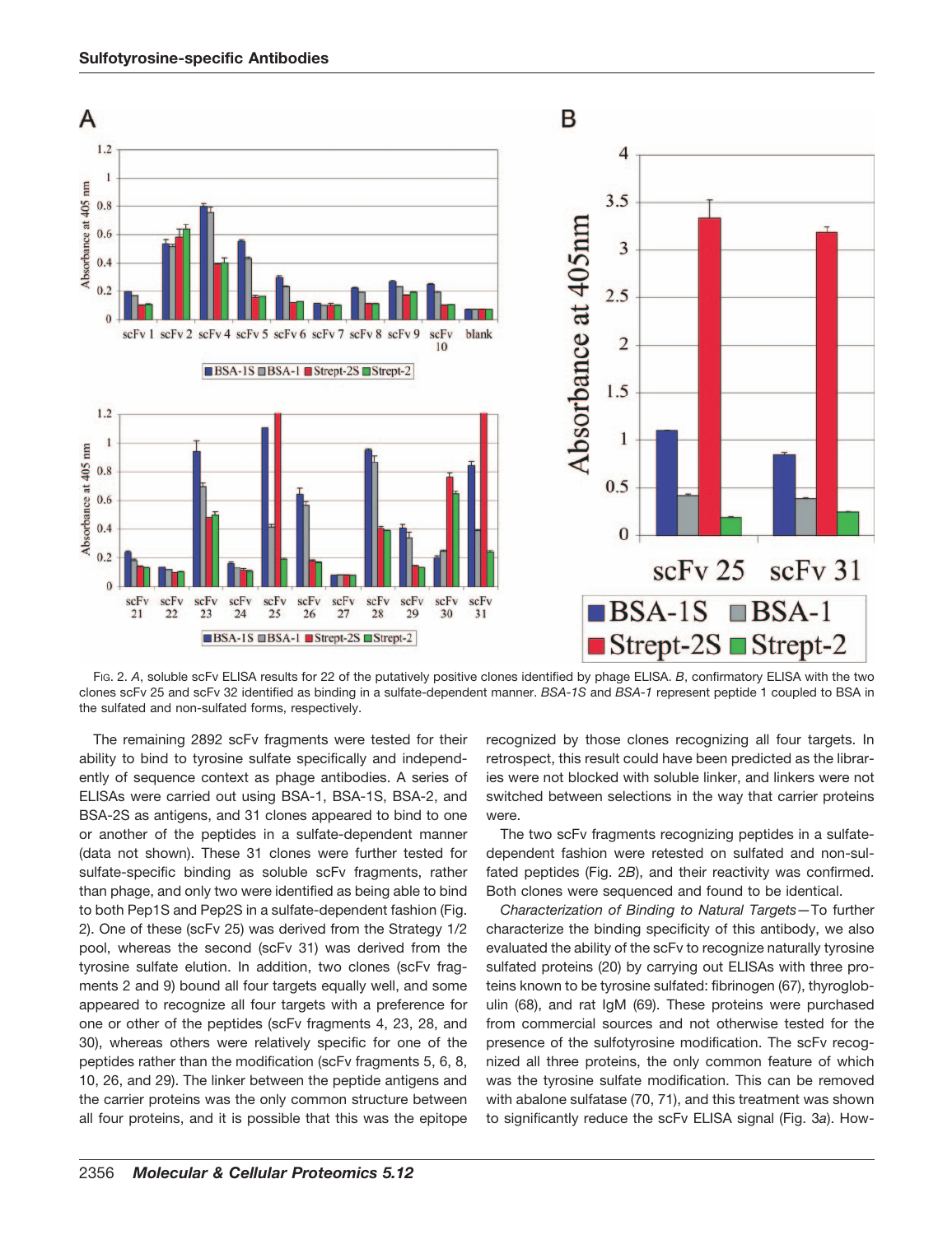FIG. 2. *A*, soluble scFv ELISA results for 22 of the putatively positive clones identified by phage ELISA. *B*, confirmatory ELISA with the two clones scFv 25 and scFv 32 identified as binding in a sulfate-dependent manner. *BSA-1S* and *BSA-1* represent peptide 1 coupled to BSA in the sulfated and non-sulfated forms, respectively.

The remaining 2892 scFv fragments were tested for their ability to bind to tyrosine sulfate specifically and independently of sequence context as phage antibodies. A series of ELISAs were carried out using BSA-1, BSA-1S, BSA-2, and BSA-2S as antigens, and 31 clones appeared to bind to one or another of the peptides in a sulfate-dependent manner (data not shown). These 31 clones were further tested for sulfate-specific binding as soluble scFv fragments, rather than phage, and only two were identified as being able to bind to both Pep1S and Pep2S in a sulfate-dependent fashion (Fig. 2). One of these (scFv 25) was derived from the Strategy 1/2 pool, whereas the second (scFv 31) was derived from the tyrosine sulfate elution. In addition, two clones (scFv fragments 2 and 9) bound all four targets equally well, and some appeared to recognize all four targets with a preference for one or other of the peptides (scFv fragments 4, 23, 28, and 30), whereas others were relatively specific for one of the peptides rather than the modification (scFv fragments 5, 6, 8, 10, 26, and 29). The linker between the peptide antigens and the carrier proteins was the only common structure between all four proteins, and it is possible that this was the epitope recognized by those clones recognizing all four targets. In retrospect, this result could have been predicted as the libraries were not blocked with soluble linker, and linkers were not switched between selections in the way that carrier proteins were.

The two scFv fragments recognizing peptides in a sulfate-dependent fashion were retested on sulfated and non-sulfated peptides (Fig. 2*B*), and their reactivity was confirmed. Both clones were sequenced and found to be identical.

*Characterization of Binding to Natural Targets*—To further characterize the binding specificity of this antibody, we also evaluated the ability of the scFv to recognize naturally tyrosine sulfated proteins (20) by carrying out ELISAs with three proteins known to be tyrosine sulfated: fibrinogen (67), thyroglobulin (68), and rat IgM (69). These proteins were purchased from commercial sources and not otherwise tested for the presence of the sulfotyrosine modification. The scFv recognized all three proteins, the only common feature of which was the tyrosine sulfate modification. This can be removed with abalone sulfatase (70, 71), and this treatment was shown to significantly reduce the scFv ELISA signal (Fig. 3*a*). How-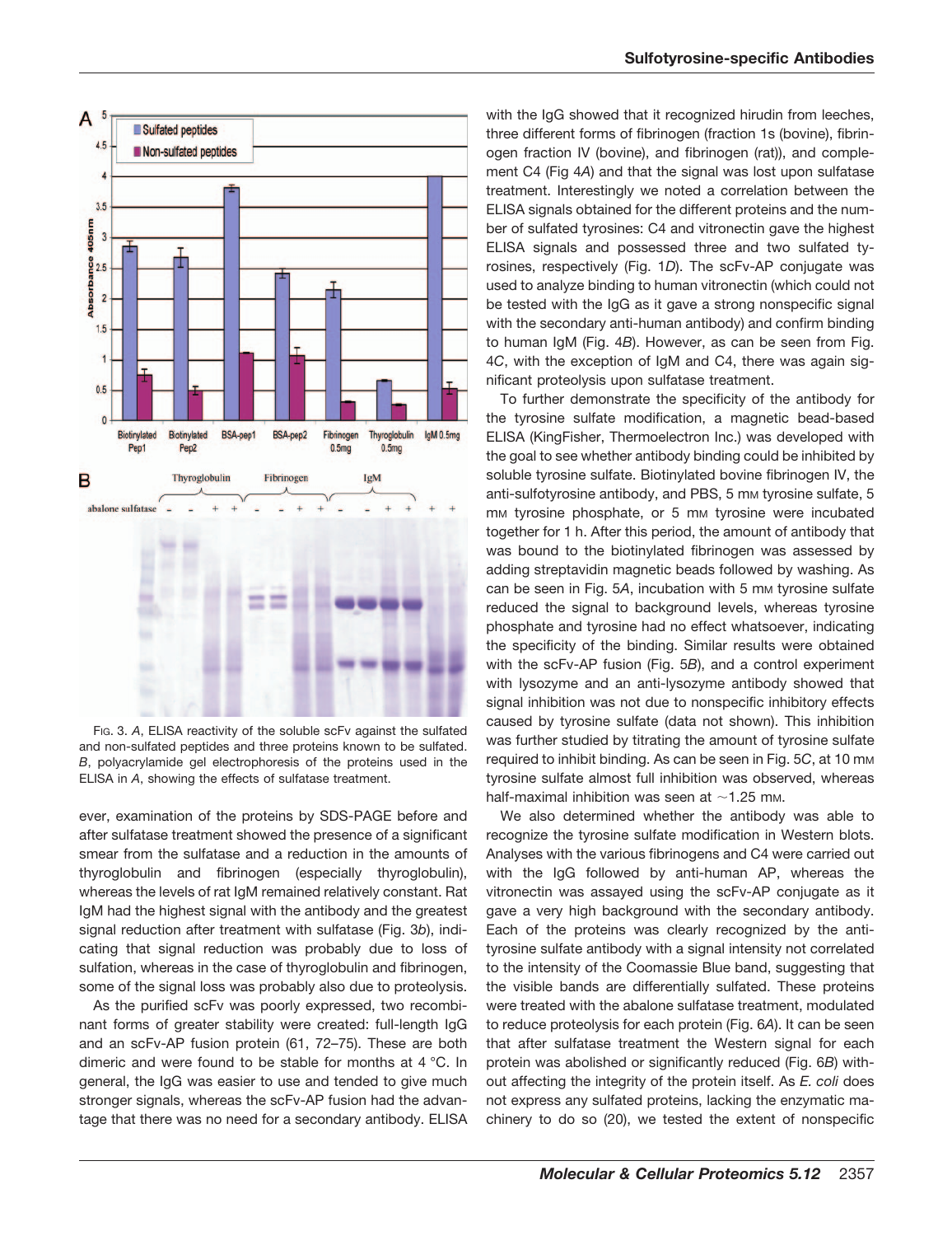Fig. 3. *A*, ELISA reactivity of the soluble scFv against the sulfated and non-sulfated peptides and three proteins known to be sulfated. *B*, polyacrylamide gel electrophoresis of the proteins used in the ELISA in *A*, showing the effects of sulfatase treatment.

ever, examination of the proteins by SDS-PAGE before and after sulfatase treatment showed the presence of a significant smear from the sulfatase and a reduction in the amounts of thyroglobulin and fibrinogen (especially thyroglobulin), whereas the levels of rat IgM remained relatively constant. Rat IgM had the highest signal with the antibody and the greatest signal reduction after treatment with sulfatase (Fig. 3*b*), indicating that signal reduction was probably due to loss of sulfation, whereas in the case of thyroglobulin and fibrinogen, some of the signal loss was probably also due to proteolysis.

As the purified scFv was poorly expressed, two recombinant forms of greater stability were created: full-length IgG and an scFv-AP fusion protein (61, 72–75). These are both dimeric and were found to be stable for months at 4 °C. In general, the IgG was easier to use and tended to give much stronger signals, whereas the scFv-AP fusion had the advantage that there was no need for a secondary antibody. ELISA with the IgG showed that it recognized hirudin from leeches, three different forms of fibrinogen (fraction 1s (bovine), fibrinogen fraction IV (bovine), and fibrinogen (rat)), and complement C4 (Fig 4*A*) and that the signal was lost upon sulfatase treatment. Interestingly we noted a correlation between the ELISA signals obtained for the different proteins and the number of sulfated tyrosines: C4 and vitronectin gave the highest ELISA signals and possessed three and two sulfated tyrosines, respectively (Fig. 1*D*). The scFv-AP conjugate was used to analyze binding to human vitronectin (which could not be tested with the IgG as it gave a strong nonspecific signal with the secondary anti-human antibody) and confirm binding to human IgM (Fig. 4*B*). However, as can be seen from Fig. 4*C*, with the exception of IgM and C4, there was again significant proteolysis upon sulfatase treatment.

To further demonstrate the specificity of the antibody for the tyrosine sulfate modification, a magnetic bead-based ELISA (KingFisher, Thermoelectron Inc.) was developed with the goal to see whether antibody binding could be inhibited by soluble tyrosine sulfate. Biotinylated bovine fibrinogen IV, the anti-sulfotyrosine antibody, and PBS, 5 mM tyrosine sulfate, 5 mM tyrosine phosphate, or 5 mM tyrosine were incubated together for 1 h. After this period, the amount of antibody that was bound to the biotinylated fibrinogen was assessed by adding streptavidin magnetic beads followed by washing. As can be seen in Fig. 5*A*, incubation with 5 mM tyrosine sulfate reduced the signal to background levels, whereas tyrosine phosphate and tyrosine had no effect whatsoever, indicating the specificity of the binding. Similar results were obtained with the scFv-AP fusion (Fig. 5*B*), and a control experiment with lysozyme and an anti-lysozyme antibody showed that signal inhibition was not due to nonspecific inhibitory effects caused by tyrosine sulfate (data not shown). This inhibition was further studied by titrating the amount of tyrosine sulfate required to inhibit binding. As can be seen in Fig. 5*C*, at 10 mM tyrosine sulfate almost full inhibition was observed, whereas half-maximal inhibition was seen at ~1.25 mM.

We also determined whether the antibody was able to recognize the tyrosine sulfate modification in Western blots. Analyses with the various fibrinogens and C4 were carried out with the IgG followed by anti-human AP, whereas the vitronectin was assayed using the scFv-AP conjugate as it gave a very high background with the secondary antibody. Each of the proteins was clearly recognized by the anti-tyrosine sulfate antibody with a signal intensity not correlated to the intensity of the Coomassie Blue band, suggesting that the visible bands are differentially sulfated. These proteins were treated with the abalone sulfatase treatment, modulated to reduce proteolysis for each protein (Fig. 6*A*). It can be seen that after sulfatase treatment the Western signal for each protein was abolished or significantly reduced (Fig. 6*B*) without affecting the integrity of the protein itself. As *E. coli* does not express any sulfated proteins, lacking the enzymatic machinery to do so (20), we tested the extent of nonspecific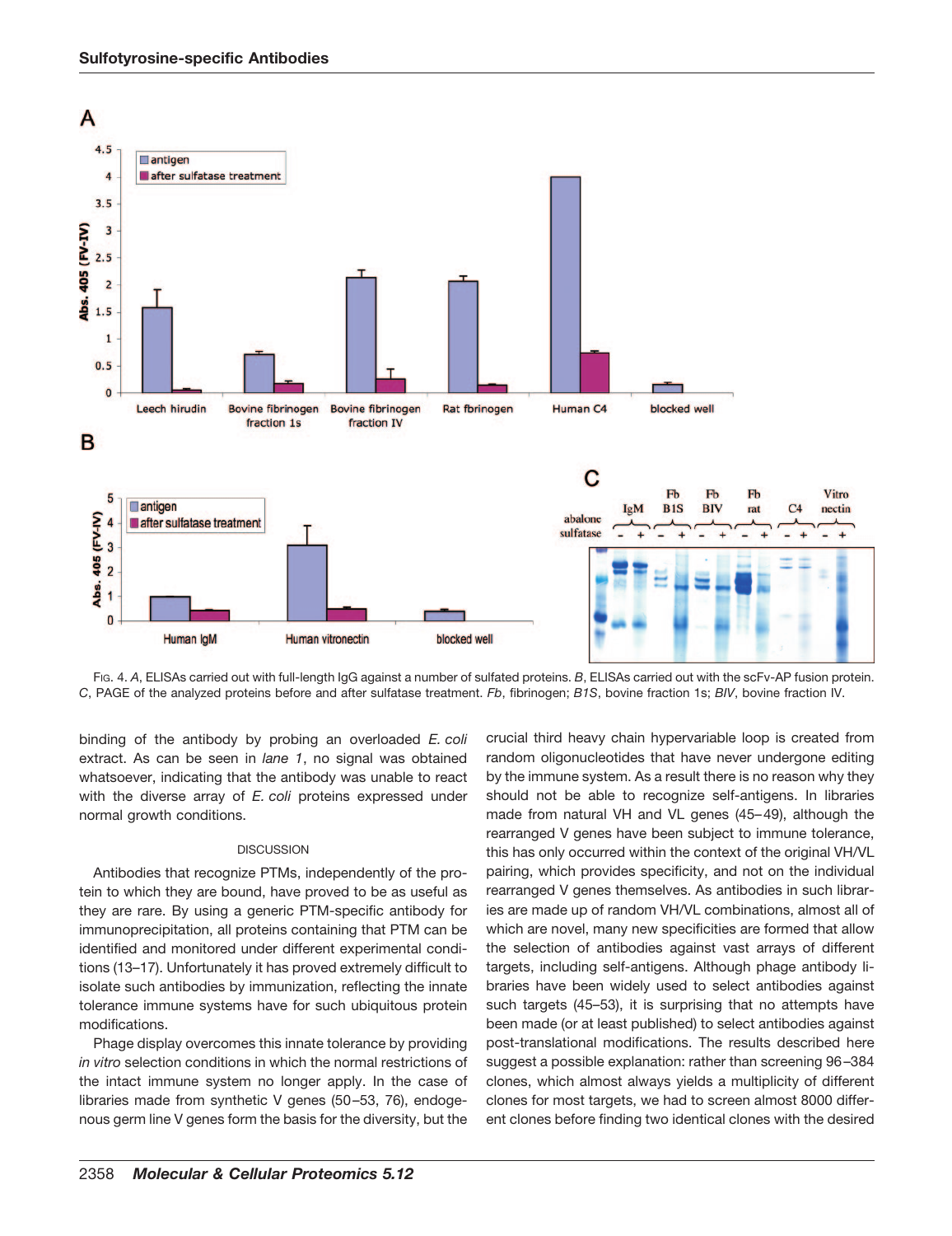Fig. 4. *A*, ELISAs carried out with full-length IgG against a number of sulfated proteins. *B*, ELISAs carried out with the scFv-AP fusion protein. *C*, PAGE of the analyzed proteins before and after sulfatase treatment. *Fb*, fibrinogen; *B1S*, bovine fraction 1s; *BIV*, bovine fraction IV.

binding of the antibody by probing an overloaded *E. coli* extract. As can be seen in *lane 1*, no signal was obtained whatsoever, indicating that the antibody was unable to react with the diverse array of *E. coli* proteins expressed under normal growth conditions.

## DISCUSSION

Antibodies that recognize PTMs, independently of the protein to which they are bound, have proved to be as useful as they are rare. By using a generic PTM-specific antibody for immunoprecipitation, all proteins containing that PTM can be identified and monitored under different experimental conditions (13–17). Unfortunately it has proved extremely difficult to isolate such antibodies by immunization, reflecting the innate tolerance immune systems have for such ubiquitous protein modifications.

Phage display overcomes this innate tolerance by providing *in vitro* selection conditions in which the normal restrictions of the intact immune system no longer apply. In the case of libraries made from synthetic V genes (50–53, 76), endogenous germ line V genes form the basis for the diversity, but the crucial third heavy chain hypervariable loop is created from random oligonucleotides that have never undergone editing by the immune system. As a result there is no reason why they should not be able to recognize self-antigens. In libraries made from natural VH and VL genes (45–49), although the rearranged V genes have been subject to immune tolerance, this has only occurred within the context of the original VH/VL pairing, which provides specificity, and not on the individual rearranged V genes themselves. As antibodies in such libraries are made up of random VH/VL combinations, almost all of which are novel, many new specificities are formed that allow the selection of antibodies against vast arrays of different targets, including self-antigens. Although phage antibody libraries have been widely used to select antibodies against such targets (45–53), it is surprising that no attempts have been made (or at least published) to select antibodies against post-translational modifications. The results described here suggest a possible explanation: rather than screening 96–384 clones, which almost always yields a multiplicity of different clones for most targets, we had to screen almost 8000 different clones before finding two identical clones with the desired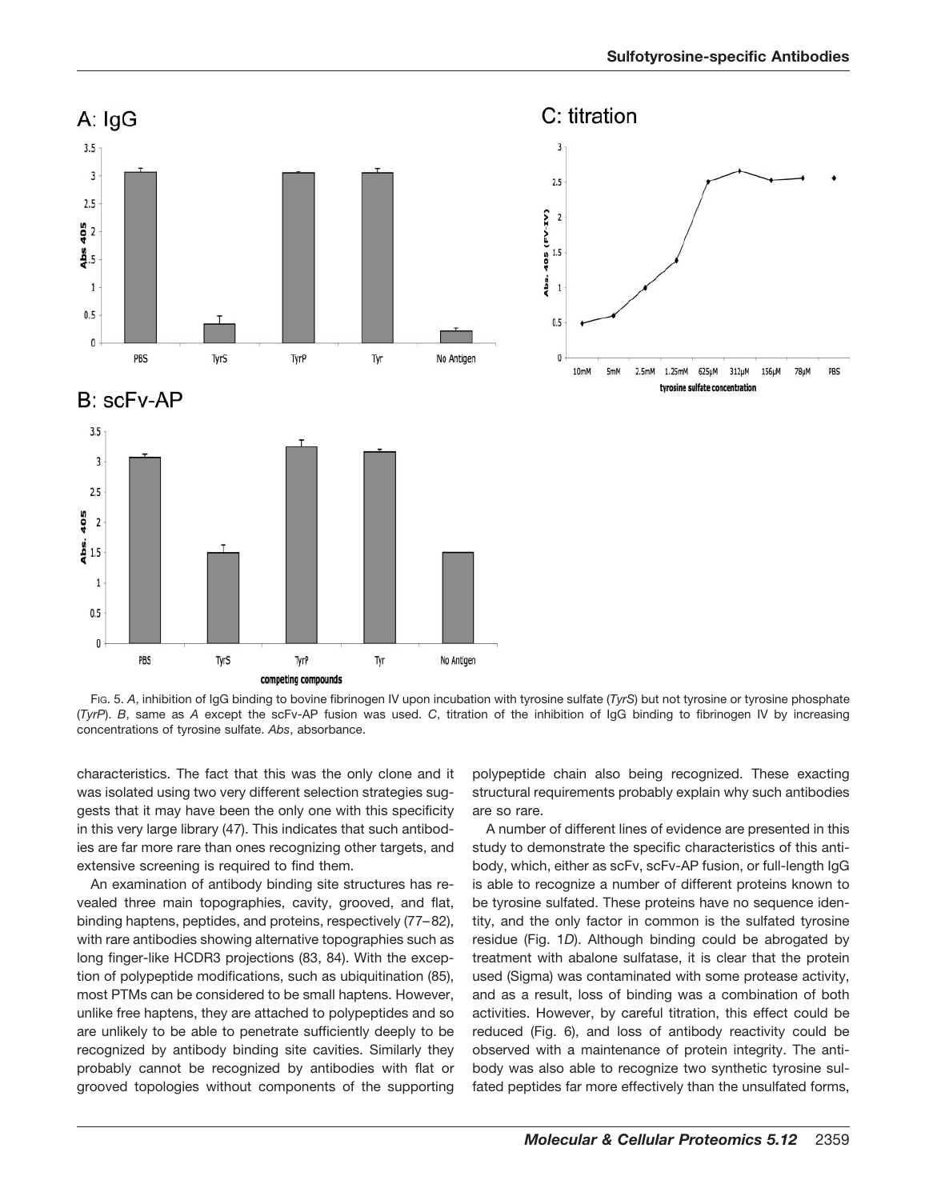FIG. 5. *A*, inhibition of IgG binding to bovine fibrinogen IV upon incubation with tyrosine sulfate (*TyrS*) but not tyrosine or tyrosine phosphate (*TyrP*). *B*, same as *A* except the scFv-AP fusion was used. *C*, titration of the inhibition of IgG binding to fibrinogen IV by increasing concentrations of tyrosine sulfate. *Abs*, absorbance.

characteristics. The fact that this was the only clone and it was isolated using two very different selection strategies suggests that it may have been the only one with this specificity in this very large library (47). This indicates that such antibodies are far more rare than ones recognizing other targets, and extensive screening is required to find them.

An examination of antibody binding site structures has revealed three main topographies, cavity, grooved, and flat, binding haptens, peptides, and proteins, respectively (77–82), with rare antibodies showing alternative topographies such as long finger-like HCDR3 projections (83, 84). With the exception of polypeptide modifications, such as ubiquitination (85), most PTMs can be considered to be small haptens. However, unlike free haptens, they are attached to polypeptides and so are unlikely to be able to penetrate sufficiently deeply to be recognized by antibody binding site cavities. Similarly they probably cannot be recognized by antibodies with flat or grooved topologies without components of the supporting polypeptide chain also being recognized. These exacting structural requirements probably explain why such antibodies are so rare.

A number of different lines of evidence are presented in this study to demonstrate the specific characteristics of this antibody, which, either as scFv, scFv-AP fusion, or full-length IgG is able to recognize a number of different proteins known to be tyrosine sulfated. These proteins have no sequence identity, and the only factor in common is the sulfated tyrosine residue (Fig. 1*D*). Although binding could be abrogated by treatment with abalone sulfatase, it is clear that the protein used (Sigma) was contaminated with some protease activity, and as a result, loss of binding was a combination of both activities. However, by careful titration, this effect could be reduced (Fig. 6), and loss of antibody reactivity could be observed with a maintenance of protein integrity. The antibody was also able to recognize two synthetic tyrosine sulfated peptides far more effectively than the unsulfated forms,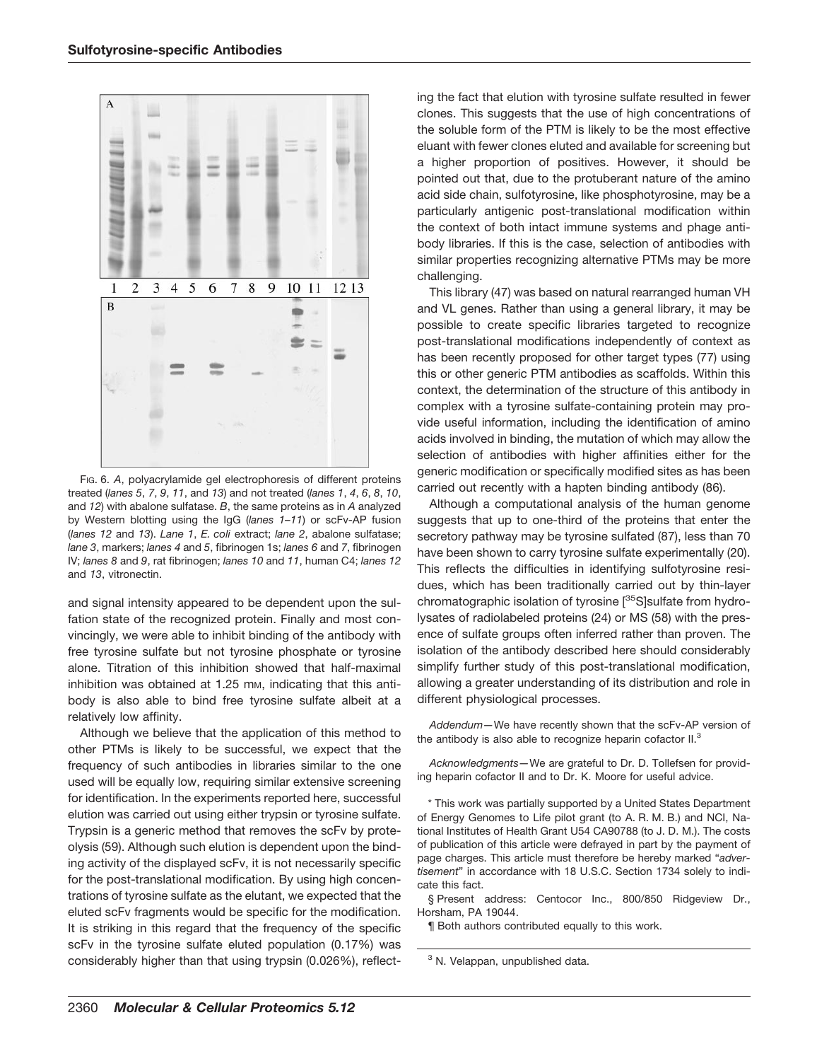FIG. 6. *A*, polyacrylamide gel electrophoresis of different proteins treated (*lanes 5*, *7*, *9*, *11*, and *13*) and not treated (*lanes 1*, *4*, *6*, *8*, *10*, and *12*) with abalone sulfatase. *B*, the same proteins as in *A* analyzed by Western blotting using the IgG (*lanes 1–11*) or scFv-AP fusion (*lanes 12* and *13*). *Lane 1*, *E. coli* extract; *lane 2*, abalone sulfatase; *lane 3*, markers; *lanes 4* and *5*, fibrinogen 1s; *lanes 6* and *7*, fibrinogen IV; *lanes 8* and *9*, rat fibrinogen; *lanes 10* and *11*, human C4; *lanes 12* and *13*, vitronectin.

and signal intensity appeared to be dependent upon the sulfation state of the recognized protein. Finally and most convincingly, we were able to inhibit binding of the antibody with free tyrosine sulfate but not tyrosine phosphate or tyrosine alone. Titration of this inhibition showed that half-maximal inhibition was obtained at 1.25 mM, indicating that this antibody is also able to bind free tyrosine sulfate albeit at a relatively low affinity.

Although we believe that the application of this method to other PTMs is likely to be successful, we expect that the frequency of such antibodies in libraries similar to the one used will be equally low, requiring similar extensive screening for identification. In the experiments reported here, successful elution was carried out using either trypsin or tyrosine sulfate. Trypsin is a generic method that removes the scFv by proteolysis (59). Although such elution is dependent upon the binding activity of the displayed scFv, it is not necessarily specific for the post-translational modification. By using high concentrations of tyrosine sulfate as the elutant, we expected that the eluted scFv fragments would be specific for the modification. It is striking in this regard that the frequency of the specific scFv in the tyrosine sulfate eluted population (0.17%) was considerably higher than that using trypsin (0.026%), reflecting the fact that elution with tyrosine sulfate resulted in fewer clones. This suggests that the use of high concentrations of the soluble form of the PTM is likely to be the most effective eluant with fewer clones eluted and available for screening but a higher proportion of positives. However, it should be pointed out that, due to the protuberant nature of the amino acid side chain, sulfotyrosine, like phosphotyrosine, may be a particularly antigenic post-translational modification within the context of both intact immune systems and phage antibody libraries. If this is the case, selection of antibodies with similar properties recognizing alternative PTMs may be more challenging.

This library (47) was based on natural rearranged human VH and VL genes. Rather than using a general library, it may be possible to create specific libraries targeted to recognize post-translational modifications independently of context as has been recently proposed for other target types (77) using this or other generic PTM antibodies as scaffolds. Within this context, the determination of the structure of this antibody in complex with a tyrosine sulfate-containing protein may provide useful information, including the identification of amino acids involved in binding, the mutation of which may allow the selection of antibodies with higher affinities either for the generic modification or specifically modified sites as has been carried out recently with a hapten binding antibody (86).

Although a computational analysis of the human genome suggests that up to one-third of the proteins that enter the secretory pathway may be tyrosine sulfated (87), less than 70 have been shown to carry tyrosine sulfate experimentally (20). This reflects the difficulties in identifying sulfotyrosine residues, which has been traditionally carried out by thin-layer chromatographic isolation of tyrosine [$^{35}$S]sulfate from hydrolysates of radiolabeled proteins (24) or MS (58) with the presence of sulfate groups often inferred rather than proven. The isolation of the antibody described here should considerably simplify further study of this post-translational modification, allowing a greater understanding of its distribution and role in different physiological processes.

*Addendum*—We have recently shown that the scFv-AP version of the antibody is also able to recognize heparin cofactor II.[3]

*Acknowledgments*—We are grateful to Dr. D. Tollefsen for providing heparin cofactor II and to Dr. K. Moore for useful advice.

\* This work was partially supported by a United States Department of Energy Genomes to Life pilot grant (to A. R. M. B.) and NCI, National Institutes of Health Grant U54 CA90788 (to J. D. M.). The costs of publication of this article were defrayed in part by the payment of page charges. This article must therefore be hereby marked "*advertisement*" in accordance with 18 U.S.C. Section 1734 solely to indicate this fact.

§ Present address: Centocor Inc., 800/850 Ridgeview Dr., Horsham, PA 19044.

¶ Both authors contributed equally to this work.

[3] N. Velappan, unpublished data.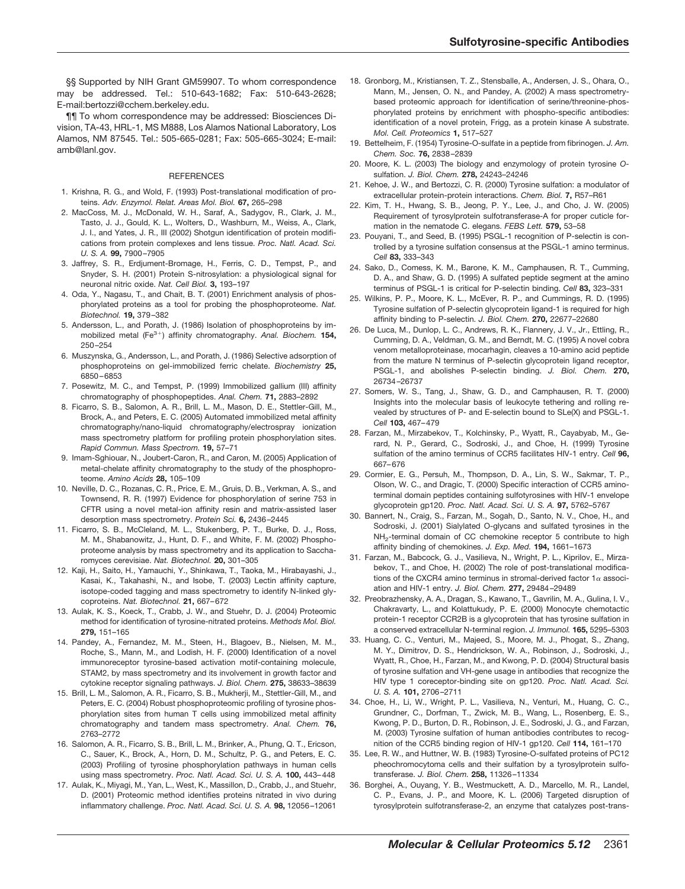§§ Supported by NIH Grant GM59907. To whom correspondence may be addressed. Tel.: 510-643-1682; Fax: 510-643-2628; E-mail:bertozzi@cchem.berkeley.edu.

¶¶ To whom correspondence may be addressed: Biosciences Division, TA-43, HRL-1, MS M888, Los Alamos National Laboratory, Los Alamos, NM 87545. Tel.: 505-665-0281; Fax: 505-665-3024; E-mail: amb@lanl.gov.

## REFERENCES

1. Krishna, R. G., and Wold, F. (1993) Post-translational modification of proteins. *Adv. Enzymol. Relat. Areas Mol. Biol.* **67,** 265–298
2. MacCoss, M. J., McDonald, W. H., Saraf, A., Sadygov, R., Clark, J. M., Tasto, J. J., Gould, K. L., Wolters, D., Washburn, M., Weiss, A., Clark, J. I., and Yates, J. R., III (2002) Shotgun identification of protein modifications from protein complexes and lens tissue. *Proc. Natl. Acad. Sci. U. S. A.* **99,** 7900–7905
3. Jaffrey, S. R., Erdjument-Bromage, H., Ferris, C. D., Tempst, P., and Snyder, S. H. (2001) Protein S-nitrosylation: a physiological signal for neuronal nitric oxide. *Nat. Cell Biol.* **3,** 193–197
4. Oda, Y., Nagasu, T., and Chait, B. T. (2001) Enrichment analysis of phosphorylated proteins as a tool for probing the phosphoproteome. *Nat. Biotechnol.* **19,** 379–382
5. Andersson, L., and Porath, J. (1986) Isolation of phosphoproteins by immobilized metal ($Fe^{3+}$) affinity chromatography. *Anal. Biochem.* **154,** 250–254
6. Muszynska, G., Andersson, L., and Porath, J. (1986) Selective adsorption of phosphoproteins on gel-immobilized ferric chelate. *Biochemistry* **25,** 6850–6853
7. Posewitz, M. C., and Tempst, P. (1999) Immobilized gallium (III) affinity chromatography of phosphopeptides. *Anal. Chem.* **71,** 2883–2892
8. Ficarro, S. B., Salomon, A. R., Brill, L. M., Mason, D. E., Stettler-Gill, M., Brock, A., and Peters, E. C. (2005) Automated immobilized metal affinity chromatography/nano-liquid chromatography/electrospray ionization mass spectrometry platform for profiling protein phosphorylation sites. *Rapid Commun. Mass Spectrom.* **19,** 57–71
9. Imam-Sghiouar, N., Joubert-Caron, R., and Caron, M. (2005) Application of metal-chelate affinity chromatography to the study of the phosphoproteome. *Amino Acids* **28,** 105–109
10. Neville, D. C., Rozanas, C. R., Price, E. M., Gruis, D. B., Verkman, A. S., and Townsend, R. R. (1997) Evidence for phosphorylation of serine 753 in CFTR using a novel metal-ion affinity resin and matrix-assisted laser desorption mass spectrometry. *Protein Sci.* **6,** 2436–2445
11. Ficarro, S. B., McCleland, M. L., Stukenberg, P. T., Burke, D. J., Ross, M. M., Shabanowitz, J., Hunt, D. F., and White, F. M. (2002) Phosphoproteome analysis by mass spectrometry and its application to Saccharomyces cerevisiae. *Nat. Biotechnol.* **20,** 301–305
12. Kaji, H., Saito, H., Yamauchi, Y., Shinkawa, T., Taoka, M., Hirabayashi, J., Kasai, K., Takahashi, N., and Isobe, T. (2003) Lectin affinity capture, isotope-coded tagging and mass spectrometry to identify N-linked glycoproteins. *Nat. Biotechnol.* **21,** 667–672
13. Aulak, K. S., Koeck, T., Crabb, J. W., and Stuehr, D. J. (2004) Proteomic method for identification of tyrosine-nitrated proteins. *Methods Mol. Biol.* **279,** 151–165
14. Pandey, A., Fernandez, M. M., Steen, H., Blagoev, B., Nielsen, M. M., Roche, S., Mann, M., and Lodish, H. F. (2000) Identification of a novel immunoreceptor tyrosine-based activation motif-containing molecule, STAM2, by mass spectrometry and its involvement in growth factor and cytokine receptor signaling pathways. *J. Biol. Chem.* **275,** 38633–38639
15. Brill, L. M., Salomon, A. R., Ficarro, S. B., Mukherji, M., Stettler-Gill, M., and Peters, E. C. (2004) Robust phosphoproteomic profiling of tyrosine phosphorylation sites from human T cells using immobilized metal affinity chromatography and tandem mass spectrometry. *Anal. Chem.* **76,** 2763–2772
16. Salomon, A. R., Ficarro, S. B., Brill, L. M., Brinker, A., Phung, Q. T., Ericson, C., Sauer, K., Brock, A., Horn, D. M., Schultz, P. G., and Peters, E. C. (2003) Profiling of tyrosine phosphorylation pathways in human cells using mass spectrometry. *Proc. Natl. Acad. Sci. U. S. A.* **100,** 443–448
17. Aulak, K., Miyagi, M., Yan, L., West, K., Massillon, D., Crabb, J., and Stuehr, D. (2001) Proteomic method identifies proteins nitrated in vivo during inflammatory challenge. *Proc. Natl. Acad. Sci. U. S. A.* **98,** 12056–12061
18. Gronborg, M., Kristiansen, T. Z., Stensballe, A., Andersen, J. S., Ohara, O., Mann, M., Jensen, O. N., and Pandey, A. (2002) A mass spectrometry-based proteomic approach for identification of serine/threonine-phosphorylated proteins by enrichment with phospho-specific antibodies: identification of a novel protein, Frigg, as a protein kinase A substrate. *Mol. Cell. Proteomics* **1,** 517–527
19. Bettelheim, F. (1954) Tyrosine-O-sulfate in a peptide from fibrinogen. *J. Am. Chem. Soc.* **76,** 2838–2839
20. Moore, K. L. (2003) The biology and enzymology of protein tyrosine O-sulfation. *J. Biol. Chem.* **278,** 24243–24246
21. Kehoe, J. W., and Bertozzi, C. R. (2000) Tyrosine sulfation: a modulator of extracellular protein-protein interactions. *Chem. Biol.* **7,** R57–R61
22. Kim, T. H., Hwang, S. B., Jeong, P. Y., Lee, J., and Cho, J. W. (2005) Requirement of tyrosylprotein sulfotransferase-A for proper cuticle formation in the nematode C. elegans. *FEBS Lett.* **579,** 53–58
23. Pouyani, T., and Seed, B. (1995) PSGL-1 recognition of P-selectin is controlled by a tyrosine sulfation consensus at the PSGL-1 amino terminus. *Cell* **83,** 333–343
24. Sako, D., Comess, K. M., Barone, K. M., Camphausen, R. T., Cumming, D. A., and Shaw, G. D. (1995) A sulfated peptide segment at the amino terminus of PSGL-1 is critical for P-selectin binding. *Cell* **83,** 323–331
25. Wilkins, P. P., Moore, K. L., McEver, R. P., and Cummings, R. D. (1995) Tyrosine sulfation of P-selectin glycoprotein ligand-1 is required for high affinity binding to P-selectin. *J. Biol. Chem.* **270,** 22677–22680
26. De Luca, M., Dunlop, L. C., Andrews, R. K., Flannery, J. V., Jr., Ettling, R., Cumming, D. A., Veldman, G. M., and Berndt, M. C. (1995) A novel cobra venom metalloproteinase, mocarhagin, cleaves a 10-amino acid peptide from the mature N terminus of P-selectin glycoprotein ligand receptor, PSGL-1, and abolishes P-selectin binding. *J. Biol. Chem.* **270,** 26734–26737
27. Somers, W. S., Tang, J., Shaw, G. D., and Camphausen, R. T. (2000) Insights into the molecular basis of leukocyte tethering and rolling revealed by structures of P- and E-selectin bound to SLe(X) and PSGL-1. *Cell* **103,** 467–479
28. Farzan, M., Mirzabekov, T., Kolchinsky, P., Wyatt, R., Cayabyab, M., Gerard, N. P., Gerard, C., Sodroski, J., and Choe, H. (1999) Tyrosine sulfation of the amino terminus of CCR5 facilitates HIV-1 entry. *Cell* **96,** 667–676
29. Cormier, E. G., Persuh, M., Thompson, D. A., Lin, S. W., Sakmar, T. P., Olson, W. C., and Dragic, T. (2000) Specific interaction of CCR5 amino-terminal domain peptides containing sulfotyrosines with HIV-1 envelope glycoprotein gp120. *Proc. Natl. Acad. Sci. U. S. A.* **97,** 5762–5767
30. Bannert, N., Craig, S., Farzan, M., Sogah, D., Santo, N. V., Choe, H., and Sodroski, J. (2001) Sialylated O-glycans and sulfated tyrosines in the $NH_2$-terminal domain of CC chemokine receptor 5 contribute to high affinity binding of chemokines. *J. Exp. Med.* **194,** 1661–1673
31. Farzan, M., Babcock, G. J., Vasilieva, N., Wright, P. L., Kiprilov, E., Mirzabekov, T., and Choe, H. (2002) The role of post-translational modifications of the CXCR4 amino terminus in stromal-derived factor $1\alpha$ association and HIV-1 entry. *J. Biol. Chem.* **277,** 29484–29489
32. Preobrazhensky, A. A., Dragan, S., Kawano, T., Gavrilin, M. A., Gulina, I. V., Chakravarty, L., and Kolattukudy, P. E. (2000) Monocyte chemotactic protein-1 receptor CCR2B is a glycoprotein that has tyrosine sulfation in a conserved extracellular N-terminal region. *J. Immunol.* **165,** 5295–5303
33. Huang, C. C., Venturi, M., Majeed, S., Moore, M. J., Phogat, S., Zhang, M. Y., Dimitrov, D. S., Hendrickson, W. A., Robinson, J., Sodroski, J., Wyatt, R., Choe, H., Farzan, M., and Kwong, P. D. (2004) Structural basis of tyrosine sulfation and VH-gene usage in antibodies that recognize the HIV type 1 coreceptor-binding site on gp120. *Proc. Natl. Acad. Sci. U. S. A.* **101,** 2706–2711
34. Choe, H., Li, W., Wright, P. L., Vasilieva, N., Venturi, M., Huang, C. C., Grundner, C., Dorfman, T., Zwick, M. B., Wang, L., Rosenberg, E. S., Kwong, P. D., Burton, D. R., Robinson, J. E., Sodroski, J. G., and Farzan, M. (2003) Tyrosine sulfation of human antibodies contributes to recognition of the CCR5 binding region of HIV-1 gp120. *Cell* **114,** 161–170
35. Lee, R. W., and Huttner, W. B. (1983) Tyrosine-O-sulfated proteins of PC12 pheochromocytoma cells and their sulfation by a tyrosylprotein sulfotransferase. *J. Biol. Chem.* **258,** 11326–11334
36. Borghei, A., Ouyang, Y. B., Westmuckett, A. D., Marcello, M. R., Landel, C. P., Evans, J. P., and Moore, K. L. (2006) Targeted disruption of tyrosylprotein sulfotransferase-2, an enzyme that catalyzes post-trans-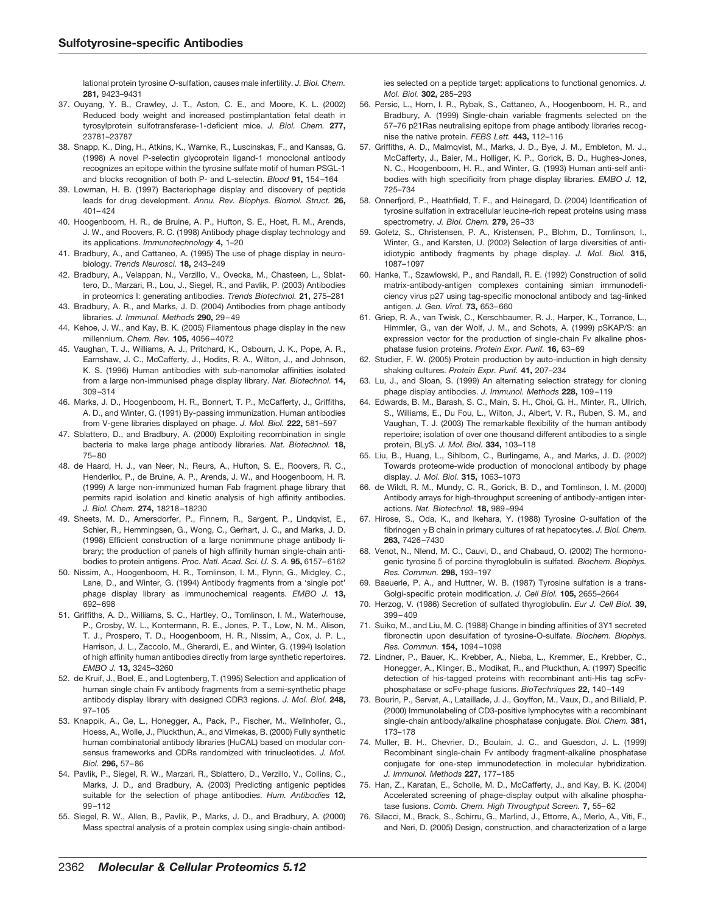lational protein tyrosine *O*-sulfation, causes male infertility. *J. Biol. Chem.* **281,** 9423–9431

37. Ouyang, Y. B., Crawley, J. T., Aston, C. E., and Moore, K. L. (2002) Reduced body weight and increased postimplantation fetal death in tyrosylprotein sulfotransferase-1-deficient mice. *J. Biol. Chem.* **277,** 23781–23787
38. Snapp, K., Ding, H., Atkins, K., Warnke, R., Luscinskas, F., and Kansas, G. (1998) A novel P-selectin glycoprotein ligand-1 monoclonal antibody recognizes an epitope within the tyrosine sulfate motif of human PSGL-1 and blocks recognition of both P- and L-selectin. *Blood* **91,** 154–164
39. Lowman, H. B. (1997) Bacteriophage display and discovery of peptide leads for drug development. *Annu. Rev. Biophys. Biomol. Struct.* **26,** 401–424
40. Hoogenboom, H. R., de Bruine, A. P., Hufton, S. E., Hoet, R. M., Arends, J. W., and Roovers, R. C. (1998) Antibody phage display technology and its applications. *Immunotechnology* **4,** 1–20
41. Bradbury, A., and Cattaneo, A. (1995) The use of phage display in neurobiology. *Trends Neurosci.* **18,** 243–249
42. Bradbury, A., Velappan, N., Verzillo, V., Ovecka, M., Chasteen, L., Sblattero, D., Marzari, R., Lou, J., Siegel, R., and Pavlik, P. (2003) Antibodies in proteomics I: generating antibodies. *Trends Biotechnol.* **21,** 275–281
43. Bradbury, A. R., and Marks, J. D. (2004) Antibodies from phage antibody libraries. *J. Immunol. Methods* **290,** 29–49
44. Kehoe, J. W., and Kay, B. K. (2005) Filamentous phage display in the new millennium. *Chem. Rev.* **105,** 4056–4072
45. Vaughan, T. J., Williams, A. J., Pritchard, K., Osbourn, J. K., Pope, A. R., Earnshaw, J. C., McCafferty, J., Hodits, R. A., Wilton, J., and Johnson, K. S. (1996) Human antibodies with sub-nanomolar affinities isolated from a large non-immunised phage display library. *Nat. Biotechnol.* **14,** 309–314
46. Marks, J. D., Hoogenboom, H. R., Bonnert, T. P., McCafferty, J., Griffiths, A. D., and Winter, G. (1991) By-passing immunization. Human antibodies from V-gene libraries displayed on phage. *J. Mol. Biol.* **222,** 581–597
47. Sblattero, D., and Bradbury, A. (2000) Exploiting recombination in single bacteria to make large phage antibody libraries. *Nat. Biotechnol.* **18,** 75–80
48. de Haard, H. J., van Neer, N., Reurs, A., Hufton, S. E., Roovers, R. C., Henderikx, P., de Bruine, A. P., Arends, J. W., and Hoogenboom, H. R. (1999) A large non-immunized human Fab fragment phage library that permits rapid isolation and kinetic analysis of high affinity antibodies. *J. Biol. Chem.* **274,** 18218–18230
49. Sheets, M. D., Amersdorfer, P., Finnern, R., Sargent, P., Lindqvist, E., Schier, R., Hemmingsen, G., Wong, C., Gerhart, J. C., and Marks, J. D. (1998) Efficient construction of a large nonimmune phage antibody library; the production of panels of high affinity human single-chain antibodies to protein antigens. *Proc. Natl. Acad. Sci. U. S. A.* **95,** 6157–6162
50. Nissim, A., Hoogenboom, H. R., Tomlinson, I. M., Flynn, G., Midgley, C., Lane, D., and Winter, G. (1994) Antibody fragments from a 'single pot' phage display library as immunochemical reagents. *EMBO J.* **13,** 692–698
51. Griffiths, A. D., Williams, S. C., Hartley, O., Tomlinson, I. M., Waterhouse, P., Crosby, W. L., Kontermann, R. E., Jones, P. T., Low, N. M., Alison, T. J., Prospero, T. D., Hoogenboom, H. R., Nissim, A., Cox, J. P. L., Harrison, J. L., Zaccolo, M., Gherardi, E., and Winter, G. (1994) Isolation of high affinity human antibodies directly from large synthetic repertoires. *EMBO J.* **13,** 3245–3260
52. de Kruif, J., Boel, E., and Logtenberg, T. (1995) Selection and application of human single chain Fv antibody fragments from a semi-synthetic phage antibody display library with designed CDR3 regions. *J. Mol. Biol.* **248,** 97–105
53. Knappik, A., Ge, L., Honegger, A., Pack, P., Fischer, M., Wellnhofer, G., Hoess, A., Wolle, J., Pluckthun, A., and Virnekas, B. (2000) Fully synthetic human combinatorial antibody libraries (HuCAL) based on modular consensus frameworks and CDRs randomized with trinucleotides. *J. Mol. Biol.* **296,** 57–86
54. Pavlik, P., Siegel, R. W., Marzari, R., Sblattero, D., Verzillo, V., Collins, C., Marks, J. D., and Bradbury, A. (2003) Predicting antigenic peptides suitable for the selection of phage antibodies. *Hum. Antibodies* **12,** 99–112
55. Siegel, R. W., Allen, B., Pavlik, P., Marks, J. D., and Bradbury, A. (2000) Mass spectral analysis of a protein complex using single-chain antibodies selected on a peptide target: applications to functional genomics. *J. Mol. Biol.* **302,** 285–293
56. Persic, L., Horn, I. R., Rybak, S., Cattaneo, A., Hoogenboom, H. R., and Bradbury, A. (1999) Single-chain variable fragments selected on the 57–76 p21Ras neutralising epitope from phage antibody libraries recognise the native protein. *FEBS Lett.* **443,** 112–116
57. Griffiths, A. D., Malmqvist, M., Marks, J. D., Bye, J. M., Embleton, M. J., McCafferty, J., Baier, M., Holliger, K. P., Gorick, B. D., Hughes-Jones, N. C., Hoogenboom, H. R., and Winter, G. (1993) Human anti-self antibodies with high specificity from phage display libraries. *EMBO J.* **12,** 725–734
58. Onnerfjord, P., Heathfield, T. F., and Heinegard, D. (2004) Identification of tyrosine sulfation in extracellular leucine-rich repeat proteins using mass spectrometry. *J. Biol. Chem.* **279,** 26–33
59. Goletz, S., Christensen, P. A., Kristensen, P., Blohm, D., Tomlinson, I., Winter, G., and Karsten, U. (2002) Selection of large diversities of antiidiotypic antibody fragments by phage display. *J. Mol. Biol.* **315,** 1087–1097
60. Hanke, T., Szawlowski, P., and Randall, R. E. (1992) Construction of solid matrix-antibody-antigen complexes containing simian immunodeficiency virus p27 using tag-specific monoclonal antibody and tag-linked antigen. *J. Gen. Virol.* **73,** 653–660
61. Griep, R. A., van Twisk, C., Kerschbaumer, R. J., Harper, K., Torrance, L., Himmler, G., van der Wolf, J. M., and Schots, A. (1999) pSKAP/S: an expression vector for the production of single-chain Fv alkaline phosphatase fusion proteins. *Protein Expr. Purif.* **16,** 63–69
62. Studier, F. W. (2005) Protein production by auto-induction in high density shaking cultures. *Protein Expr. Purif.* **41,** 207–234
63. Lu, J., and Sloan, S. (1999) An alternating selection strategy for cloning phage display antibodies. *J. Immunol. Methods* **228,** 109–119
64. Edwards, B. M., Barash, S. C., Main, S. H., Choi, G. H., Minter, R., Ullrich, S., Williams, E., Du Fou, L., Wilton, J., Albert, V. R., Ruben, S. M., and Vaughan, T. J. (2003) The remarkable flexibility of the human antibody repertoire; isolation of over one thousand different antibodies to a single protein, BLyS. *J. Mol. Biol.* **334,** 103–118
65. Liu, B., Huang, L., Sihlbom, C., Burlingame, A., and Marks, J. D. (2002) Towards proteome-wide production of monoclonal antibody by phage display. *J. Mol. Biol.* **315,** 1063–1073
66. de Wildt, R. M., Mundy, C. R., Gorick, B. D., and Tomlinson, I. M. (2000) Antibody arrays for high-throughput screening of antibody-antigen interactions. *Nat. Biotechnol.* **18,** 989–994
67. Hirose, S., Oda, K., and Ikehara, Y. (1988) Tyrosine *O*-sulfation of the fibrinogen $\gamma$ B chain in primary cultures of rat hepatocytes. *J. Biol. Chem.* **263,** 7426–7430
68. Venot, N., Nlend, M. C., Cauvi, D., and Chabaud, O. (2002) The hormonogenic tyrosine 5 of porcine thyroglobulin is sulfated. *Biochem. Biophys. Res. Commun.* **298,** 193–197
69. Baeuerle, P. A., and Huttner, W. B. (1987) Tyrosine sulfation is a trans-Golgi-specific protein modification. *J. Cell Biol.* **105,** 2655–2664
70. Herzog, V. (1986) Secretion of sulfated thyroglobulin. *Eur J. Cell Biol.* **39,** 399–409
71. Suiko, M., and Liu, M. C. (1988) Change in binding affinities of 3Y1 secreted fibronectin upon desulfation of tyrosine-O-sulfate. *Biochem. Biophys. Res. Commun.* **154,** 1094–1098
72. Lindner, P., Bauer, K., Krebber, A., Nieba, L., Kremmer, E., Krebber, C., Honegger, A., Klinger, B., Modikat, R., and Pluckthun, A. (1997) Specific detection of his-tagged proteins with recombinant anti-His tag scFv-phosphatase or scFv-phage fusions. *BioTechniques* **22,** 140–149
73. Bourin, P., Servat, A., Lataillade, J. J., Goyffon, M., Vaux, D., and Billiald, P. (2000) Immunolabeling of CD3-positive lymphocytes with a recombinant single-chain antibody/alkaline phosphatase conjugate. *Biol. Chem.* **381,** 173–178
74. Muller, B. H., Chevrier, D., Boulain, J. C., and Guesdon, J. L. (1999) Recombinant single-chain Fv antibody fragment-alkaline phosphatase conjugate for one-step immunodetection in molecular hybridization. *J. Immunol. Methods* **227,** 177–185
75. Han, Z., Karatan, E., Scholle, M. D., McCafferty, J., and Kay, B. K. (2004) Accelerated screening of phage-display output with alkaline phosphatase fusions. *Comb. Chem. High Throughput Screen.* **7,** 55–62
76. Silacci, M., Brack, S., Schirru, G., Marlind, J., Ettorre, A., Merlo, A., Viti, F., and Neri, D. (2005) Design, construction, and characterization of a large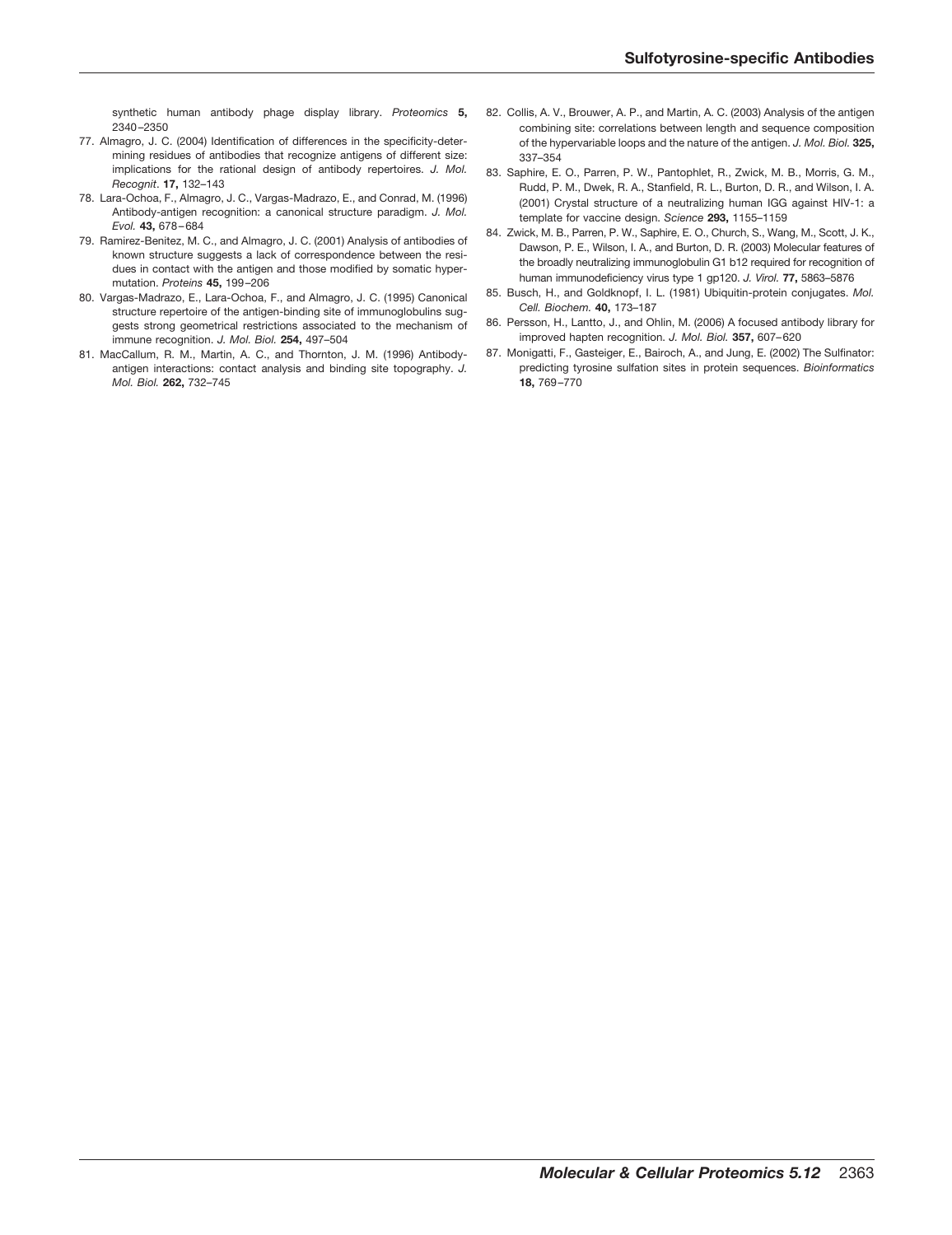synthetic human antibody phage display library. *Proteomics* **5,** 2340–2350

77. Almagro, J. C. (2004) Identification of differences in the specificity-determining residues of antibodies that recognize antigens of different size: implications for the rational design of antibody repertoires. *J. Mol. Recognit*. **17,** 132–143
78. Lara-Ochoa, F., Almagro, J. C., Vargas-Madrazo, E., and Conrad, M. (1996) Antibody-antigen recognition: a canonical structure paradigm. *J. Mol. Evol.* **43,** 678–684
79. Ramirez-Benitez, M. C., and Almagro, J. C. (2001) Analysis of antibodies of known structure suggests a lack of correspondence between the residues in contact with the antigen and those modified by somatic hypermutation. *Proteins* **45,** 199–206
80. Vargas-Madrazo, E., Lara-Ochoa, F., and Almagro, J. C. (1995) Canonical structure repertoire of the antigen-binding site of immunoglobulins suggests strong geometrical restrictions associated to the mechanism of immune recognition. *J. Mol. Biol.* **254,** 497–504
81. MacCallum, R. M., Martin, A. C., and Thornton, J. M. (1996) Antibody-antigen interactions: contact analysis and binding site topography. *J. Mol. Biol.* **262,** 732–745
82. Collis, A. V., Brouwer, A. P., and Martin, A. C. (2003) Analysis of the antigen combining site: correlations between length and sequence composition of the hypervariable loops and the nature of the antigen. *J. Mol. Biol.* **325,** 337–354
83. Saphire, E. O., Parren, P. W., Pantophlet, R., Zwick, M. B., Morris, G. M., Rudd, P. M., Dwek, R. A., Stanfield, R. L., Burton, D. R., and Wilson, I. A. (2001) Crystal structure of a neutralizing human IGG against HIV-1: a template for vaccine design. *Science* **293,** 1155–1159
84. Zwick, M. B., Parren, P. W., Saphire, E. O., Church, S., Wang, M., Scott, J. K., Dawson, P. E., Wilson, I. A., and Burton, D. R. (2003) Molecular features of the broadly neutralizing immunoglobulin G1 b12 required for recognition of human immunodeficiency virus type 1 gp120. *J. Virol.* **77,** 5863–5876
85. Busch, H., and Goldknopf, I. L. (1981) Ubiquitin-protein conjugates. *Mol. Cell. Biochem.* **40,** 173–187
86. Persson, H., Lantto, J., and Ohlin, M. (2006) A focused antibody library for improved hapten recognition. *J. Mol. Biol.* **357,** 607–620
87. Monigatti, F., Gasteiger, E., Bairoch, A., and Jung, E. (2002) The Sulfinator: predicting tyrosine sulfation sites in protein sequences. *Bioinformatics* **18,** 769–770